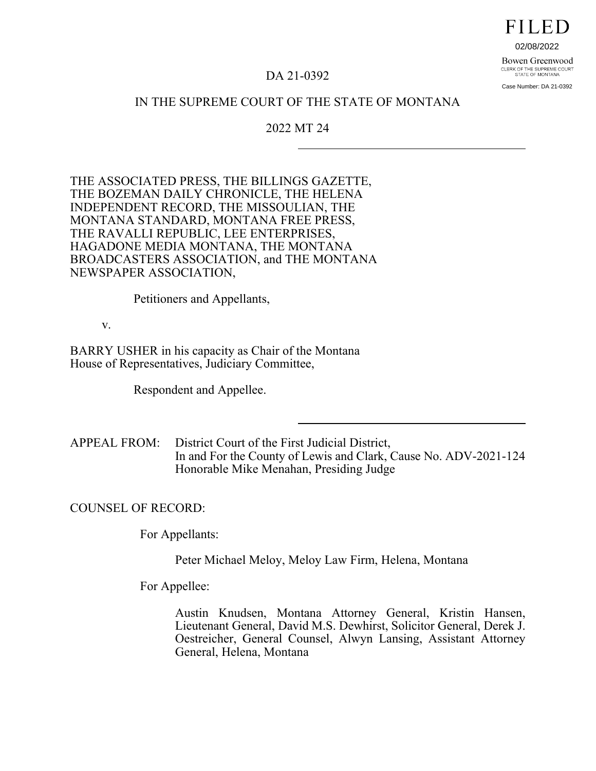FILED

02/08/2022

Bowen Greenwood
CLERK OF THE SUPREME COURT
STATE OF MONTANA

Case Number: DA 21-0392

DA 21-0392

IN THE SUPREME COURT OF THE STATE OF MONTANA

2022 MT 24

---

THE ASSOCIATED PRESS, THE BILLINGS GAZETTE, THE BOZEMAN DAILY CHRONICLE, THE HELENA INDEPENDENT RECORD, THE MISSOULIAN, THE MONTANA STANDARD, MONTANA FREE PRESS, THE RAVALLI REPUBLIC, LEE ENTERPRISES, HAGADONE MEDIA MONTANA, THE MONTANA BROADCASTERS ASSOCIATION, and THE MONTANA NEWSPAPER ASSOCIATION,

Petitioners and Appellants,

v.

BARRY USHER in his capacity as Chair of the Montana House of Representatives, Judiciary Committee,

Respondent and Appellee.

---

APPEAL FROM: District Court of the First Judicial District, In and For the County of Lewis and Clark, Cause No. ADV-2021-124 Honorable Mike Menahan, Presiding Judge

COUNSEL OF RECORD:

For Appellants:

Peter Michael Meloy, Meloy Law Firm, Helena, Montana

For Appellee:

Austin Knudsen, Montana Attorney General, Kristin Hansen, Lieutenant General, David M.S. Dewhirst, Solicitor General, Derek J. Oestreicher, General Counsel, Alwyn Lansing, Assistant Attorney General, Helena, Montana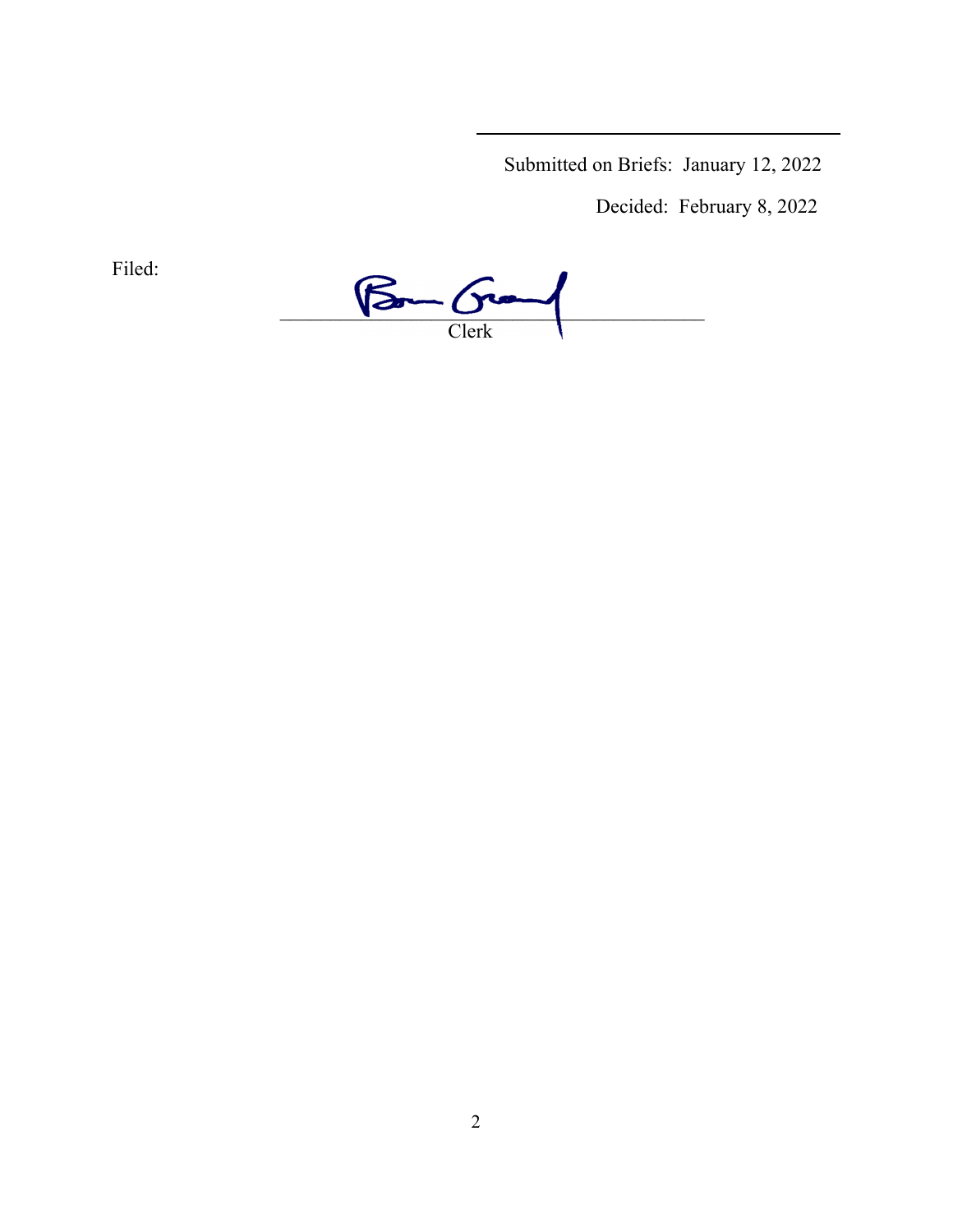Submitted on Briefs: January 12, 2022

Decided: February 8, 2022

Filed:

\_\_\_\_\_\_\_\_\_\_\_\_\_\_\_\_\_\_\_\_\_\_\_\_\_\_\_\_\_\_\_\_\_\_\_\_\_\_\_\_

Clerk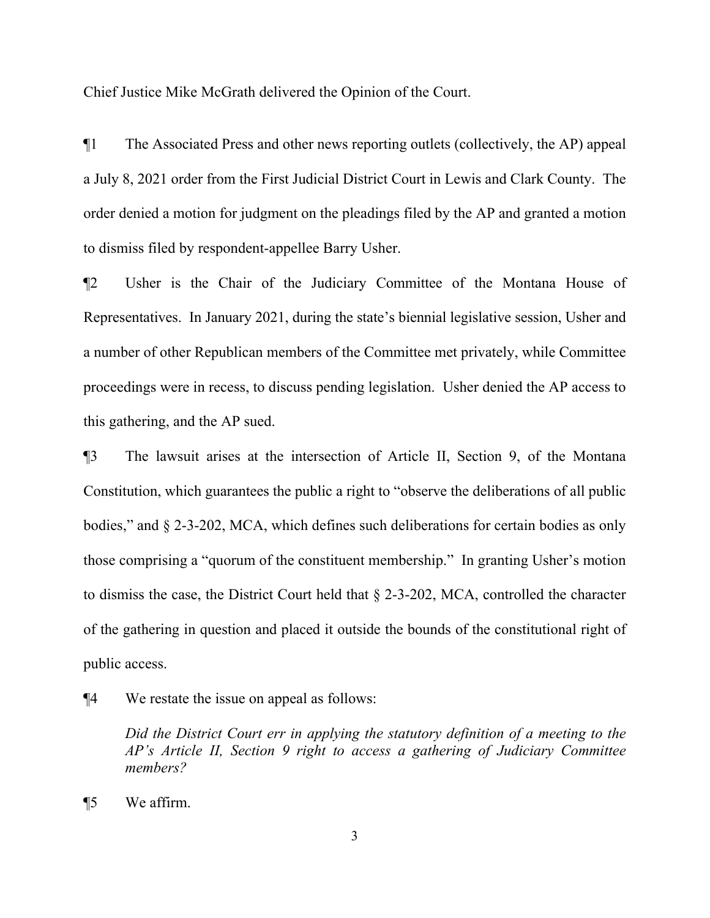Chief Justice Mike McGrath delivered the Opinion of the Court.

¶1 The Associated Press and other news reporting outlets (collectively, the AP) appeal a July 8, 2021 order from the First Judicial District Court in Lewis and Clark County. The order denied a motion for judgment on the pleadings filed by the AP and granted a motion to dismiss filed by respondent-appellee Barry Usher.

¶2 Usher is the Chair of the Judiciary Committee of the Montana House of Representatives. In January 2021, during the state's biennial legislative session, Usher and a number of other Republican members of the Committee met privately, while Committee proceedings were in recess, to discuss pending legislation. Usher denied the AP access to this gathering, and the AP sued.

¶3 The lawsuit arises at the intersection of Article II, Section 9, of the Montana Constitution, which guarantees the public a right to "observe the deliberations of all public bodies," and § 2-3-202, MCA, which defines such deliberations for certain bodies as only those comprising a "quorum of the constituent membership." In granting Usher's motion to dismiss the case, the District Court held that § 2-3-202, MCA, controlled the character of the gathering in question and placed it outside the bounds of the constitutional right of public access.

¶4 We restate the issue on appeal as follows:

> *Did the District Court err in applying the statutory definition of a meeting to the AP's Article II, Section 9 right to access a gathering of Judiciary Committee members?*

¶5 We affirm.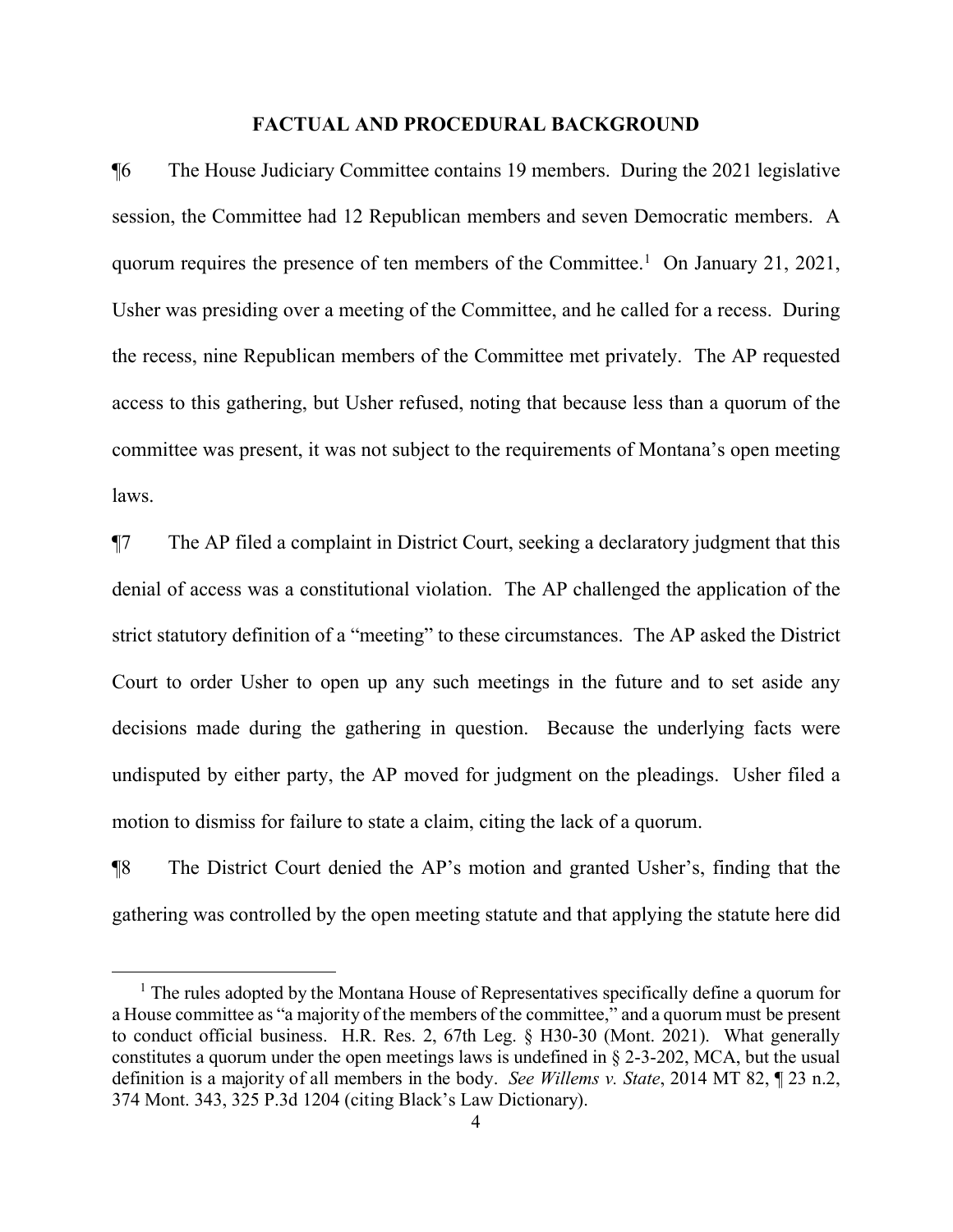## FACTUAL AND PROCEDURAL BACKGROUND

¶6 The House Judiciary Committee contains 19 members. During the 2021 legislative session, the Committee had 12 Republican members and seven Democratic members. A quorum requires the presence of ten members of the Committee.[1] On January 21, 2021, Usher was presiding over a meeting of the Committee, and he called for a recess. During the recess, nine Republican members of the Committee met privately. The AP requested access to this gathering, but Usher refused, noting that because less than a quorum of the committee was present, it was not subject to the requirements of Montana's open meeting laws.

¶7 The AP filed a complaint in District Court, seeking a declaratory judgment that this denial of access was a constitutional violation. The AP challenged the application of the strict statutory definition of a "meeting" to these circumstances. The AP asked the District Court to order Usher to open up any such meetings in the future and to set aside any decisions made during the gathering in question. Because the underlying facts were undisputed by either party, the AP moved for judgment on the pleadings. Usher filed a motion to dismiss for failure to state a claim, citing the lack of a quorum.

¶8 The District Court denied the AP's motion and granted Usher's, finding that the gathering was controlled by the open meeting statute and that applying the statute here did

[1] The rules adopted by the Montana House of Representatives specifically define a quorum for a House committee as "a majority of the members of the committee," and a quorum must be present to conduct official business. H.R. Res. 2, 67th Leg. § H30-30 (Mont. 2021). What generally constitutes a quorum under the open meetings laws is undefined in § 2-3-202, MCA, but the usual definition is a majority of all members in the body. *See Willems v. State*, 2014 MT 82, ¶ 23 n.2, 374 Mont. 343, 325 P.3d 1204 (citing Black's Law Dictionary).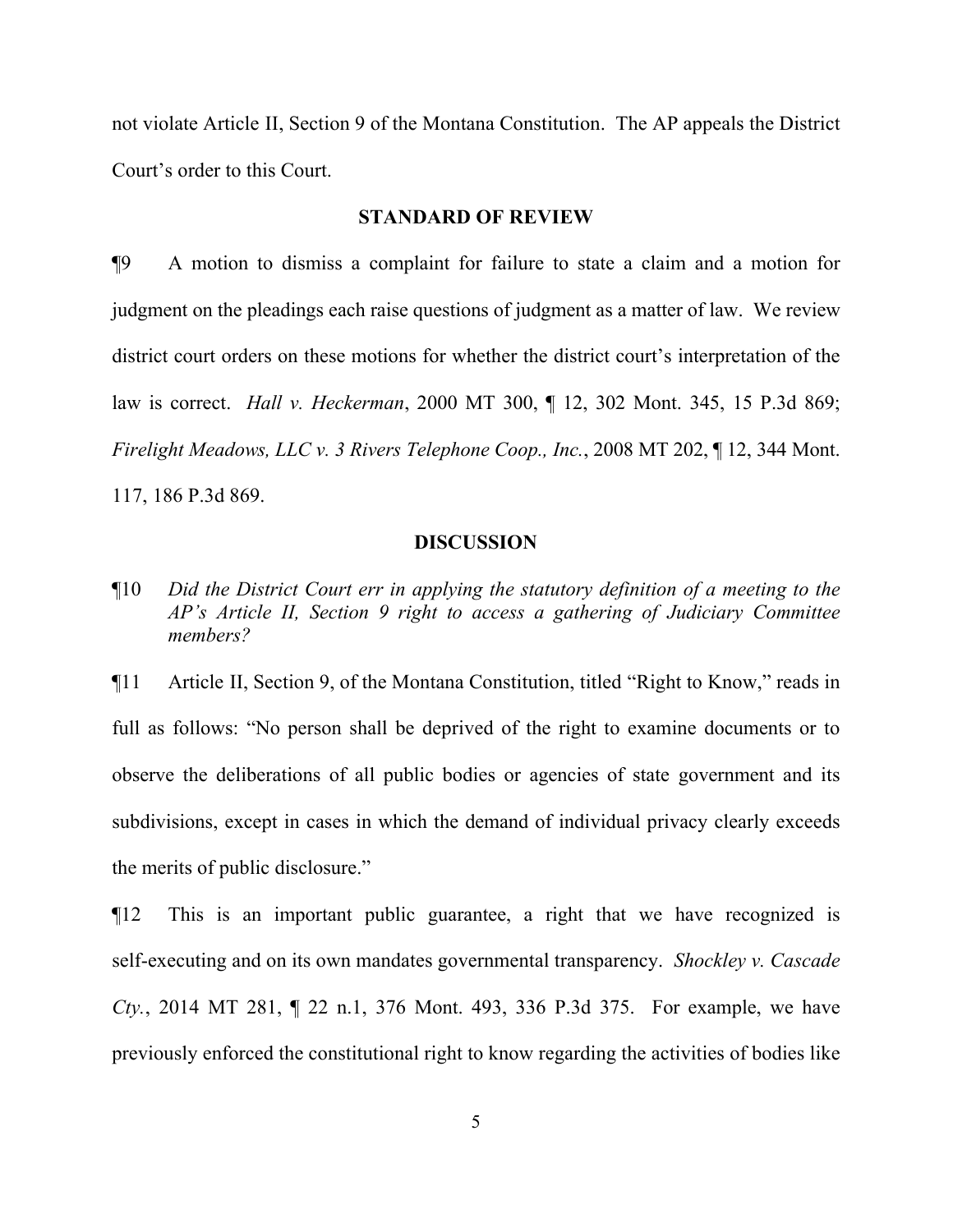not violate Article II, Section 9 of the Montana Constitution. The AP appeals the District Court's order to this Court.

## STANDARD OF REVIEW

¶9 A motion to dismiss a complaint for failure to state a claim and a motion for judgment on the pleadings each raise questions of judgment as a matter of law. We review district court orders on these motions for whether the district court's interpretation of the law is correct. *Hall v. Heckerman*, 2000 MT 300, ¶ 12, 302 Mont. 345, 15 P.3d 869; *Firelight Meadows, LLC v. 3 Rivers Telephone Coop., Inc.*, 2008 MT 202, ¶ 12, 344 Mont. 117, 186 P.3d 869.

## DISCUSSION

¶10 *Did the District Court err in applying the statutory definition of a meeting to the AP's Article II, Section 9 right to access a gathering of Judiciary Committee members?*

¶11 Article II, Section 9, of the Montana Constitution, titled "Right to Know," reads in full as follows: "No person shall be deprived of the right to examine documents or to observe the deliberations of all public bodies or agencies of state government and its subdivisions, except in cases in which the demand of individual privacy clearly exceeds the merits of public disclosure."

¶12 This is an important public guarantee, a right that we have recognized is self-executing and on its own mandates governmental transparency. *Shockley v. Cascade Cty.*, 2014 MT 281, ¶ 22 n.1, 376 Mont. 493, 336 P.3d 375. For example, we have previously enforced the constitutional right to know regarding the activities of bodies like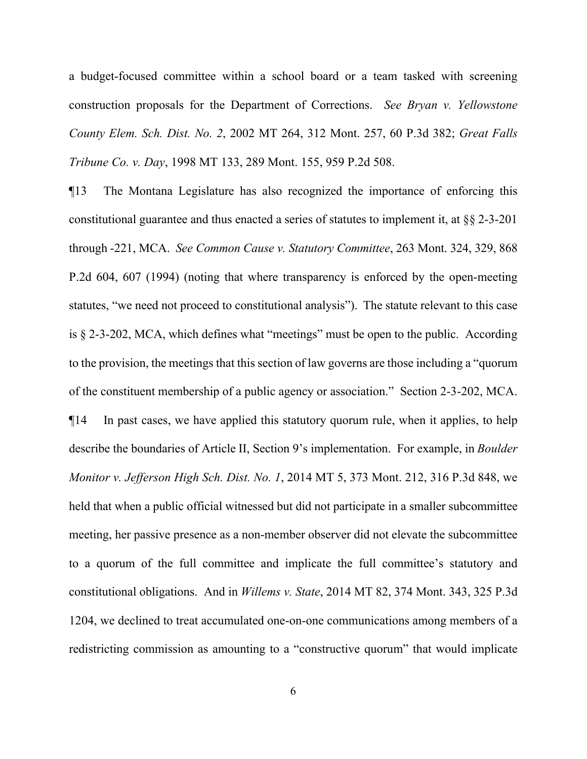a budget-focused committee within a school board or a team tasked with screening construction proposals for the Department of Corrections. *See Bryan v. Yellowstone County Elem. Sch. Dist. No. 2*, 2002 MT 264, 312 Mont. 257, 60 P.3d 382; *Great Falls Tribune Co. v. Day*, 1998 MT 133, 289 Mont. 155, 959 P.2d 508.

¶13 The Montana Legislature has also recognized the importance of enforcing this constitutional guarantee and thus enacted a series of statutes to implement it, at §§ 2-3-201 through -221, MCA. *See Common Cause v. Statutory Committee*, 263 Mont. 324, 329, 868 P.2d 604, 607 (1994) (noting that where transparency is enforced by the open-meeting statutes, "we need not proceed to constitutional analysis"). The statute relevant to this case is § 2-3-202, MCA, which defines what "meetings" must be open to the public. According to the provision, the meetings that this section of law governs are those including a "quorum of the constituent membership of a public agency or association." Section 2-3-202, MCA.

¶14 In past cases, we have applied this statutory quorum rule, when it applies, to help describe the boundaries of Article II, Section 9's implementation. For example, in *Boulder Monitor v. Jefferson High Sch. Dist. No. 1*, 2014 MT 5, 373 Mont. 212, 316 P.3d 848, we held that when a public official witnessed but did not participate in a smaller subcommittee meeting, her passive presence as a non-member observer did not elevate the subcommittee to a quorum of the full committee and implicate the full committee's statutory and constitutional obligations. And in *Willems v. State*, 2014 MT 82, 374 Mont. 343, 325 P.3d 1204, we declined to treat accumulated one-on-one communications among members of a redistricting commission as amounting to a "constructive quorum" that would implicate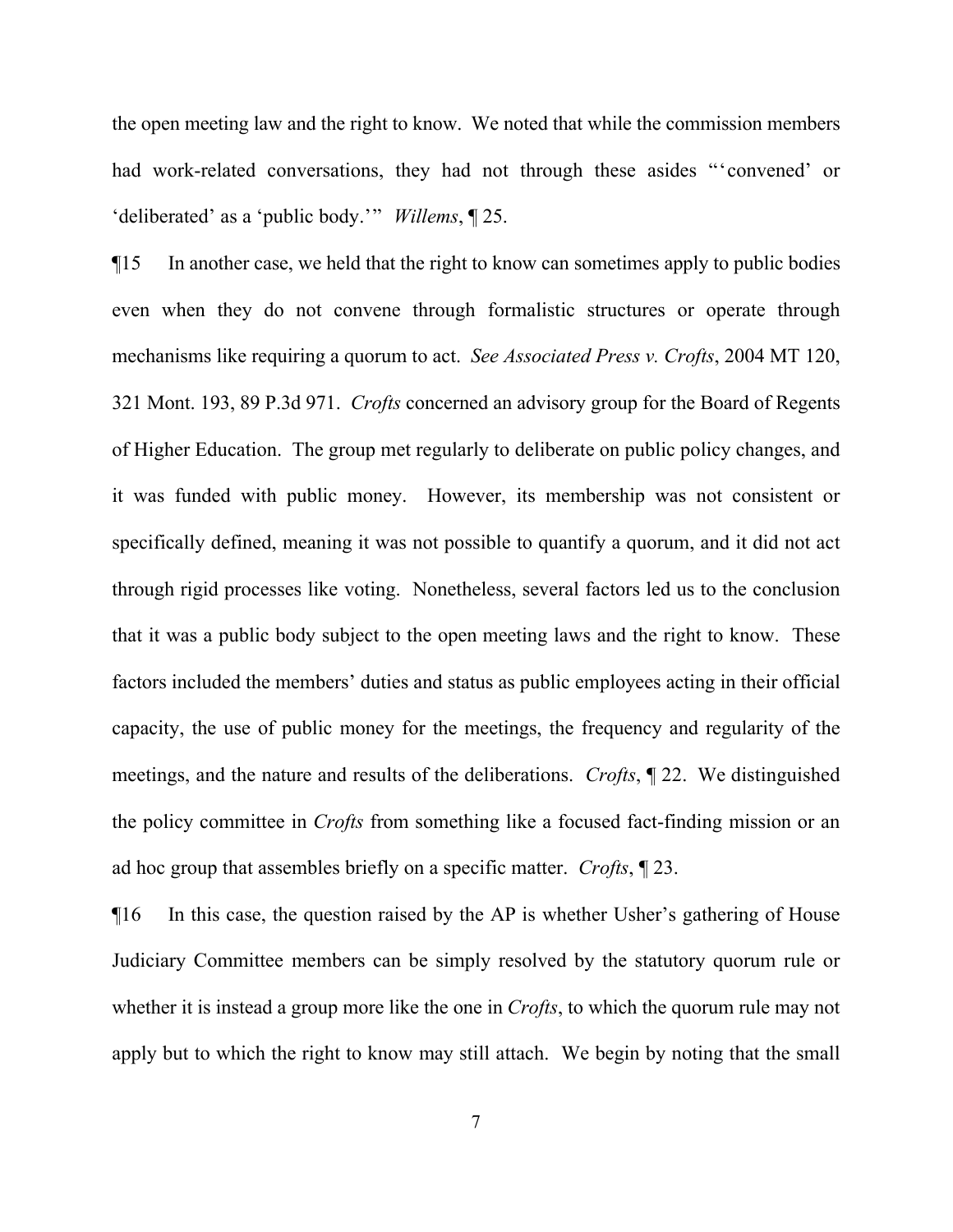the open meeting law and the right to know. We noted that while the commission members had work-related conversations, they had not through these asides "'convened' or 'deliberated' as a 'public body.'" *Willems*, ¶ 25.

¶15 In another case, we held that the right to know can sometimes apply to public bodies even when they do not convene through formalistic structures or operate through mechanisms like requiring a quorum to act. *See Associated Press v. Crofts*, 2004 MT 120, 321 Mont. 193, 89 P.3d 971. *Crofts* concerned an advisory group for the Board of Regents of Higher Education. The group met regularly to deliberate on public policy changes, and it was funded with public money. However, its membership was not consistent or specifically defined, meaning it was not possible to quantify a quorum, and it did not act through rigid processes like voting. Nonetheless, several factors led us to the conclusion that it was a public body subject to the open meeting laws and the right to know. These factors included the members' duties and status as public employees acting in their official capacity, the use of public money for the meetings, the frequency and regularity of the meetings, and the nature and results of the deliberations. *Crofts*, ¶ 22. We distinguished the policy committee in *Crofts* from something like a focused fact-finding mission or an ad hoc group that assembles briefly on a specific matter. *Crofts*, ¶ 23.

¶16 In this case, the question raised by the AP is whether Usher's gathering of House Judiciary Committee members can be simply resolved by the statutory quorum rule or whether it is instead a group more like the one in *Crofts*, to which the quorum rule may not apply but to which the right to know may still attach. We begin by noting that the small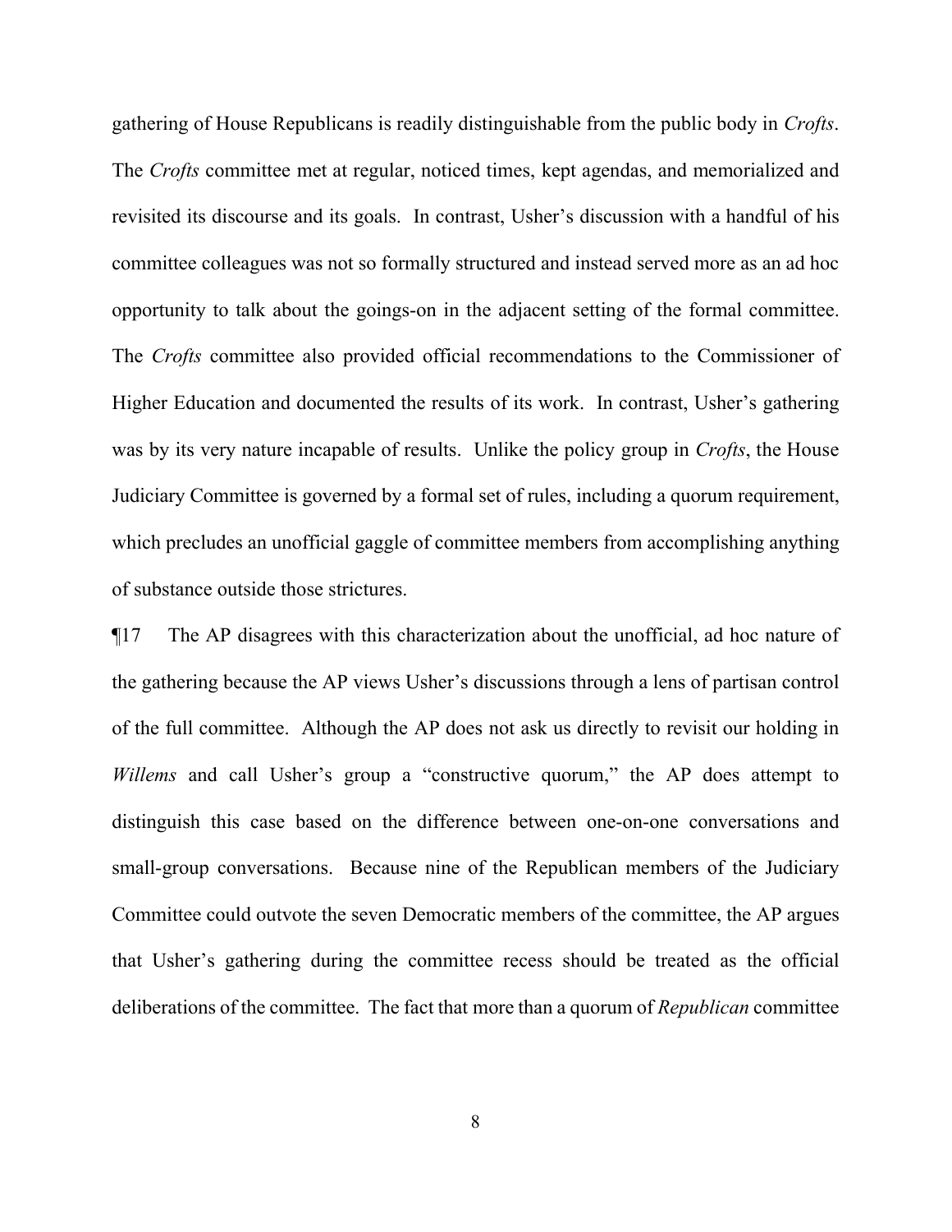gathering of House Republicans is readily distinguishable from the public body in *Crofts*. The *Crofts* committee met at regular, noticed times, kept agendas, and memorialized and revisited its discourse and its goals. In contrast, Usher's discussion with a handful of his committee colleagues was not so formally structured and instead served more as an ad hoc opportunity to talk about the goings-on in the adjacent setting of the formal committee. The *Crofts* committee also provided official recommendations to the Commissioner of Higher Education and documented the results of its work. In contrast, Usher's gathering was by its very nature incapable of results. Unlike the policy group in *Crofts*, the House Judiciary Committee is governed by a formal set of rules, including a quorum requirement, which precludes an unofficial gaggle of committee members from accomplishing anything of substance outside those strictures.

¶17 The AP disagrees with this characterization about the unofficial, ad hoc nature of the gathering because the AP views Usher's discussions through a lens of partisan control of the full committee. Although the AP does not ask us directly to revisit our holding in *Willems* and call Usher's group a "constructive quorum," the AP does attempt to distinguish this case based on the difference between one-on-one conversations and small-group conversations. Because nine of the Republican members of the Judiciary Committee could outvote the seven Democratic members of the committee, the AP argues that Usher's gathering during the committee recess should be treated as the official deliberations of the committee. The fact that more than a quorum of *Republican* committee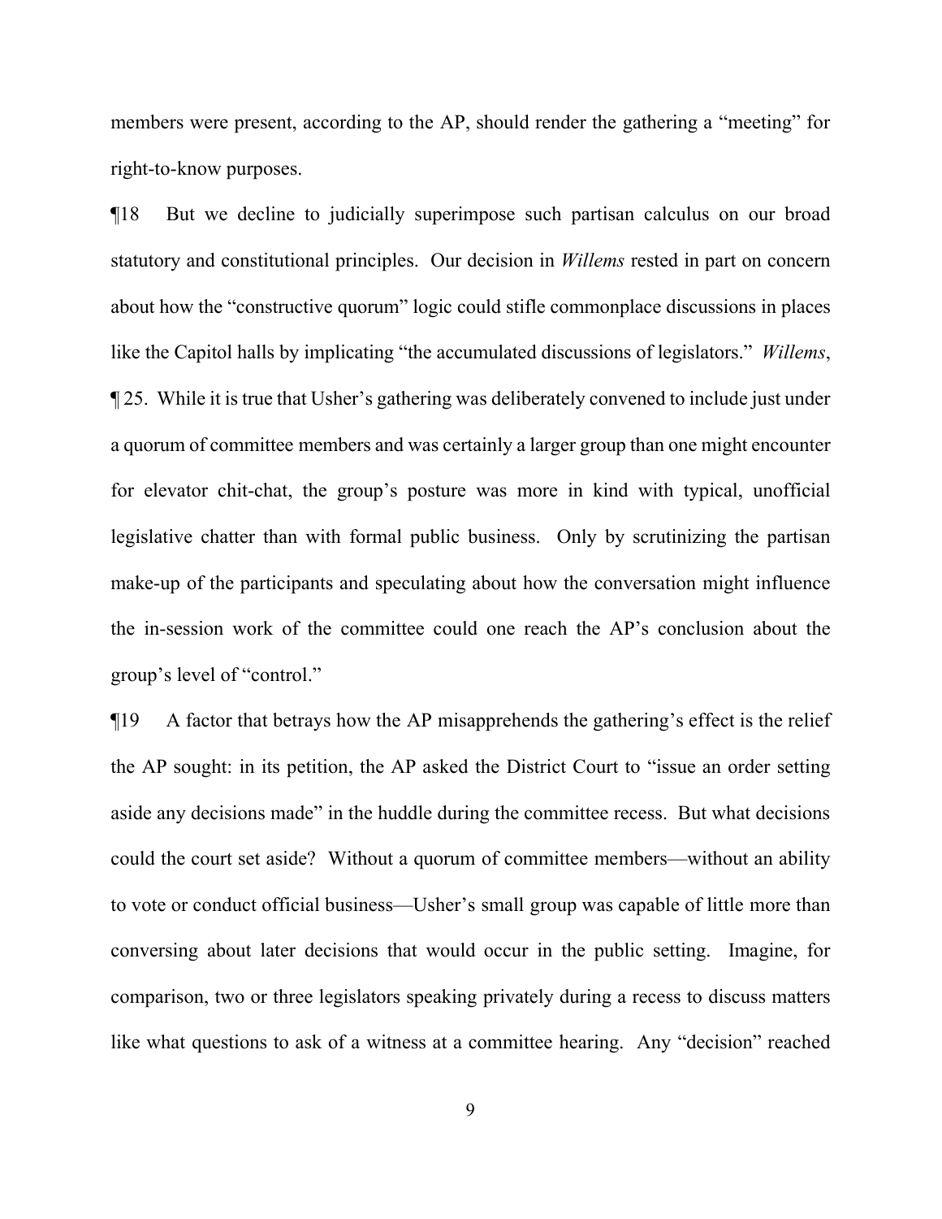members were present, according to the AP, should render the gathering a "meeting" for right-to-know purposes.

¶18 But we decline to judicially superimpose such partisan calculus on our broad statutory and constitutional principles. Our decision in *Willems* rested in part on concern about how the "constructive quorum" logic could stifle commonplace discussions in places like the Capitol halls by implicating "the accumulated discussions of legislators." *Willems*, ¶ 25. While it is true that Usher's gathering was deliberately convened to include just under a quorum of committee members and was certainly a larger group than one might encounter for elevator chit-chat, the group's posture was more in kind with typical, unofficial legislative chatter than with formal public business. Only by scrutinizing the partisan make-up of the participants and speculating about how the conversation might influence the in-session work of the committee could one reach the AP's conclusion about the group's level of "control."

¶19 A factor that betrays how the AP misapprehends the gathering's effect is the relief the AP sought: in its petition, the AP asked the District Court to "issue an order setting aside any decisions made" in the huddle during the committee recess. But what decisions could the court set aside? Without a quorum of committee members—without an ability to vote or conduct official business—Usher's small group was capable of little more than conversing about later decisions that would occur in the public setting. Imagine, for comparison, two or three legislators speaking privately during a recess to discuss matters like what questions to ask of a witness at a committee hearing. Any "decision" reached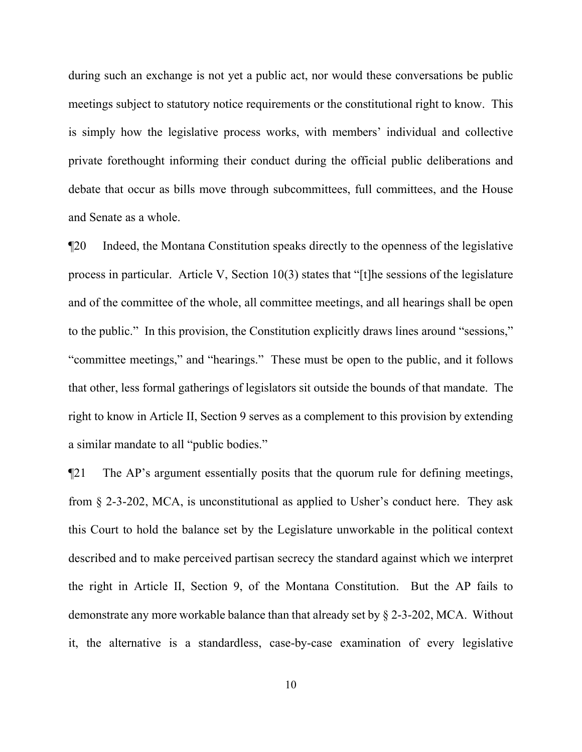during such an exchange is not yet a public act, nor would these conversations be public meetings subject to statutory notice requirements or the constitutional right to know. This is simply how the legislative process works, with members' individual and collective private forethought informing their conduct during the official public deliberations and debate that occur as bills move through subcommittees, full committees, and the House and Senate as a whole.

¶20 Indeed, the Montana Constitution speaks directly to the openness of the legislative process in particular. Article V, Section 10(3) states that "[t]he sessions of the legislature and of the committee of the whole, all committee meetings, and all hearings shall be open to the public." In this provision, the Constitution explicitly draws lines around "sessions," "committee meetings," and "hearings." These must be open to the public, and it follows that other, less formal gatherings of legislators sit outside the bounds of that mandate. The right to know in Article II, Section 9 serves as a complement to this provision by extending a similar mandate to all "public bodies."

¶21 The AP's argument essentially posits that the quorum rule for defining meetings, from § 2-3-202, MCA, is unconstitutional as applied to Usher's conduct here. They ask this Court to hold the balance set by the Legislature unworkable in the political context described and to make perceived partisan secrecy the standard against which we interpret the right in Article II, Section 9, of the Montana Constitution. But the AP fails to demonstrate any more workable balance than that already set by § 2-3-202, MCA. Without it, the alternative is a standardless, case-by-case examination of every legislative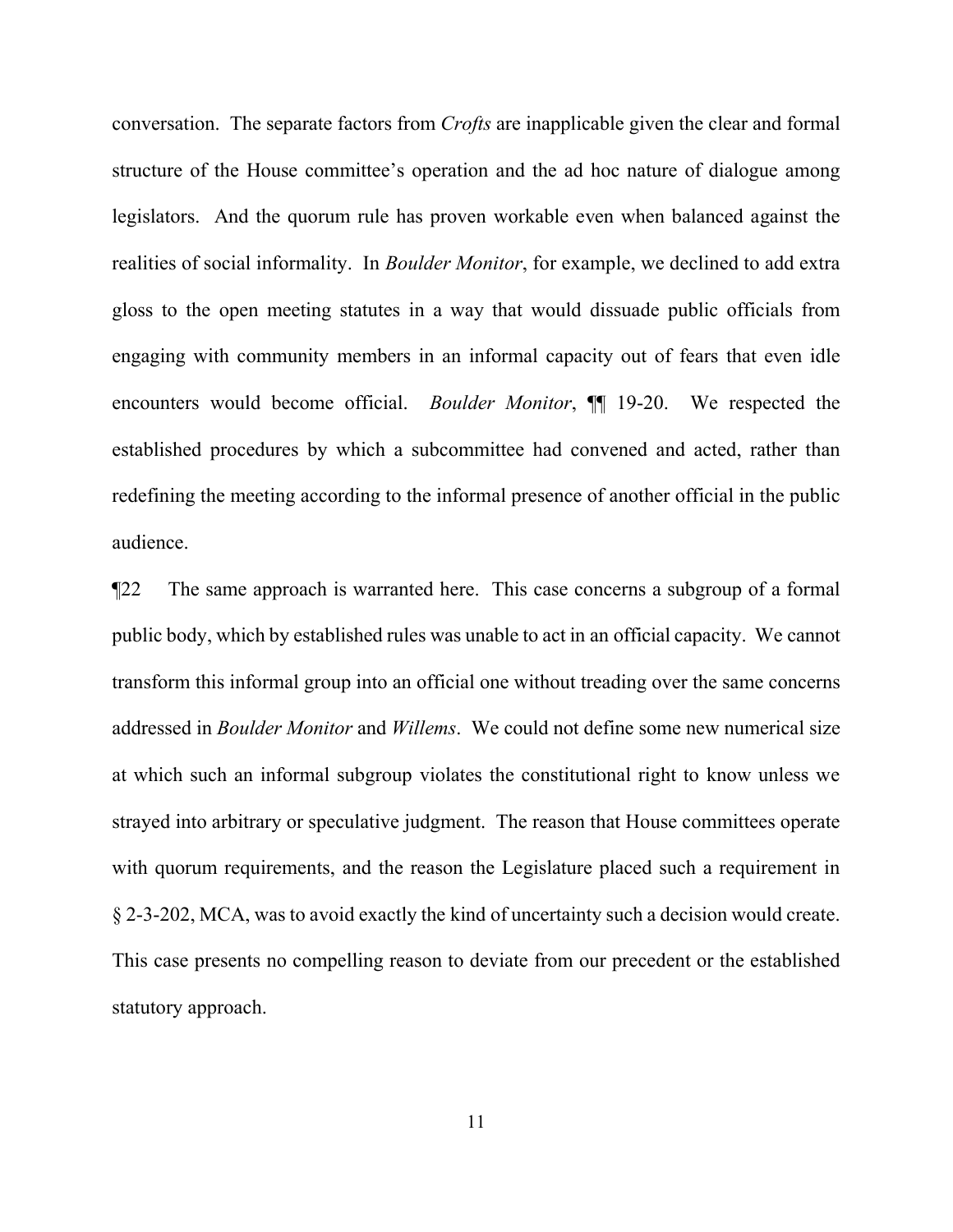conversation. The separate factors from *Crofts* are inapplicable given the clear and formal structure of the House committee's operation and the ad hoc nature of dialogue among legislators. And the quorum rule has proven workable even when balanced against the realities of social informality. In *Boulder Monitor*, for example, we declined to add extra gloss to the open meeting statutes in a way that would dissuade public officials from engaging with community members in an informal capacity out of fears that even idle encounters would become official. *Boulder Monitor*, ¶¶ 19-20. We respected the established procedures by which a subcommittee had convened and acted, rather than redefining the meeting according to the informal presence of another official in the public audience.

¶22 The same approach is warranted here. This case concerns a subgroup of a formal public body, which by established rules was unable to act in an official capacity. We cannot transform this informal group into an official one without treading over the same concerns addressed in *Boulder Monitor* and *Willems*. We could not define some new numerical size at which such an informal subgroup violates the constitutional right to know unless we strayed into arbitrary or speculative judgment. The reason that House committees operate with quorum requirements, and the reason the Legislature placed such a requirement in § 2-3-202, MCA, was to avoid exactly the kind of uncertainty such a decision would create. This case presents no compelling reason to deviate from our precedent or the established statutory approach.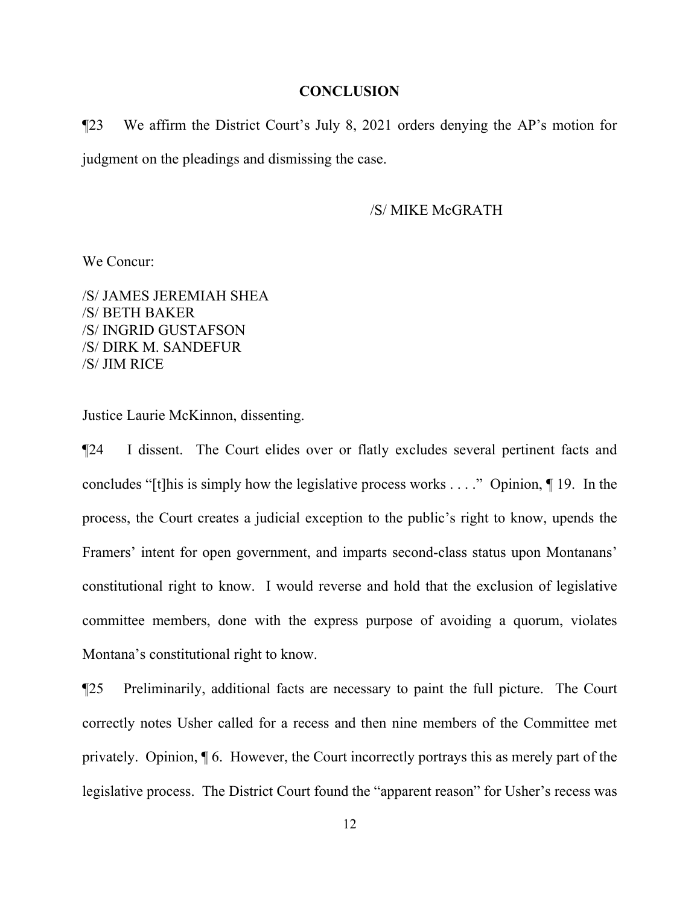## CONCLUSION

¶23 We affirm the District Court's July 8, 2021 orders denying the AP's motion for judgment on the pleadings and dismissing the case.

/S/ MIKE McGRATH

We Concur:

/S/ JAMES JEREMIAH SHEA
/S/ BETH BAKER
/S/ INGRID GUSTAFSON
/S/ DIRK M. SANDEFUR
/S/ JIM RICE

Justice Laurie McKinnon, dissenting.

¶24 I dissent. The Court elides over or flatly excludes several pertinent facts and concludes "[t]his is simply how the legislative process works . . . ." Opinion, ¶ 19. In the process, the Court creates a judicial exception to the public's right to know, upends the Framers' intent for open government, and imparts second-class status upon Montanans' constitutional right to know. I would reverse and hold that the exclusion of legislative committee members, done with the express purpose of avoiding a quorum, violates Montana's constitutional right to know.

¶25 Preliminarily, additional facts are necessary to paint the full picture. The Court correctly notes Usher called for a recess and then nine members of the Committee met privately. Opinion, ¶ 6. However, the Court incorrectly portrays this as merely part of the legislative process. The District Court found the "apparent reason" for Usher's recess was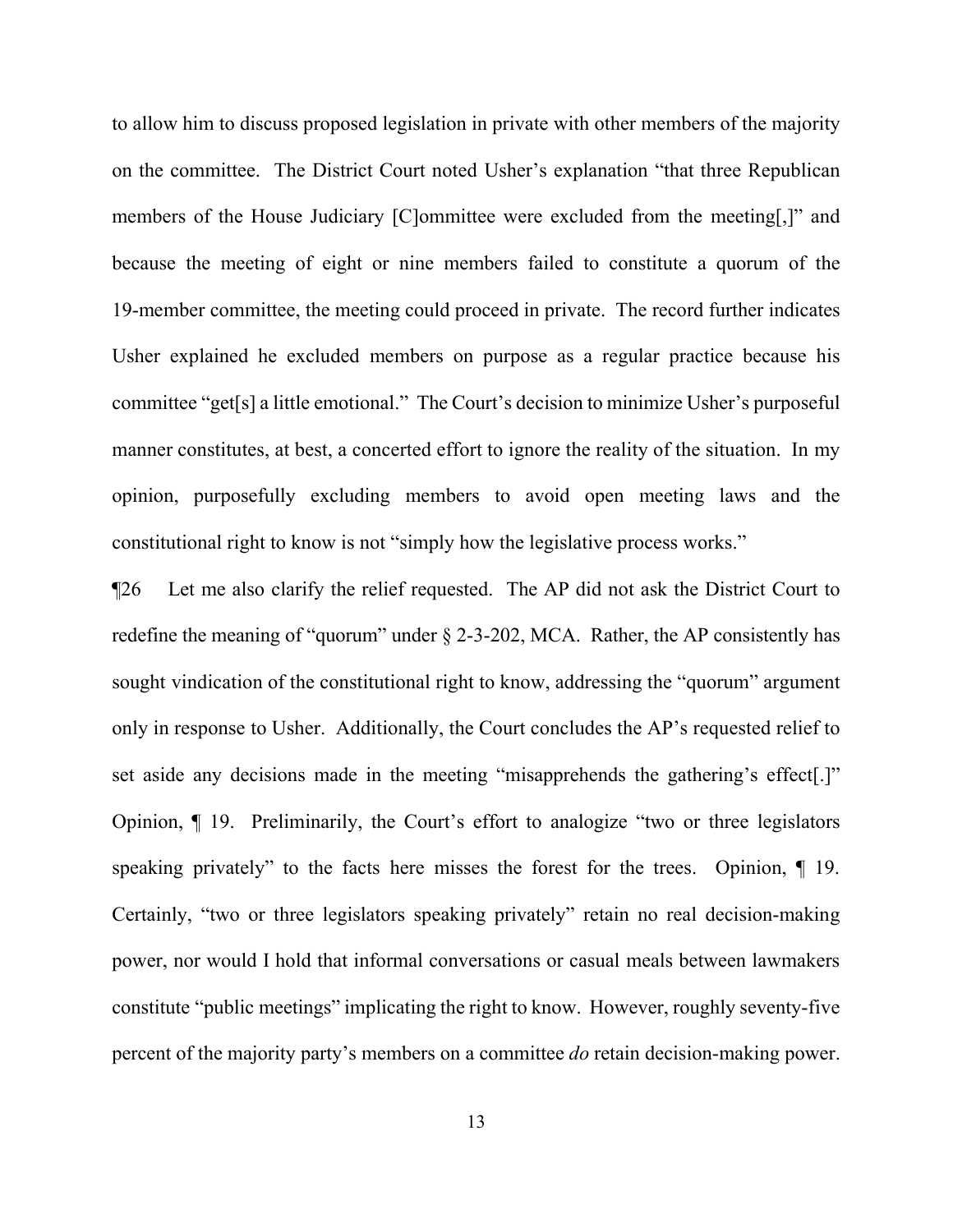to allow him to discuss proposed legislation in private with other members of the majority on the committee. The District Court noted Usher's explanation "that three Republican members of the House Judiciary [C]ommittee were excluded from the meeting[,]" and because the meeting of eight or nine members failed to constitute a quorum of the 19-member committee, the meeting could proceed in private. The record further indicates Usher explained he excluded members on purpose as a regular practice because his committee "get[s] a little emotional." The Court's decision to minimize Usher's purposeful manner constitutes, at best, a concerted effort to ignore the reality of the situation. In my opinion, purposefully excluding members to avoid open meeting laws and the constitutional right to know is not "simply how the legislative process works."

¶26 Let me also clarify the relief requested. The AP did not ask the District Court to redefine the meaning of "quorum" under § 2-3-202, MCA. Rather, the AP consistently has sought vindication of the constitutional right to know, addressing the "quorum" argument only in response to Usher. Additionally, the Court concludes the AP's requested relief to set aside any decisions made in the meeting "misapprehends the gathering's effect[.]" Opinion, ¶ 19. Preliminarily, the Court's effort to analogize "two or three legislators speaking privately" to the facts here misses the forest for the trees. Opinion, ¶ 19. Certainly, "two or three legislators speaking privately" retain no real decision-making power, nor would I hold that informal conversations or casual meals between lawmakers constitute "public meetings" implicating the right to know. However, roughly seventy-five percent of the majority party's members on a committee *do* retain decision-making power.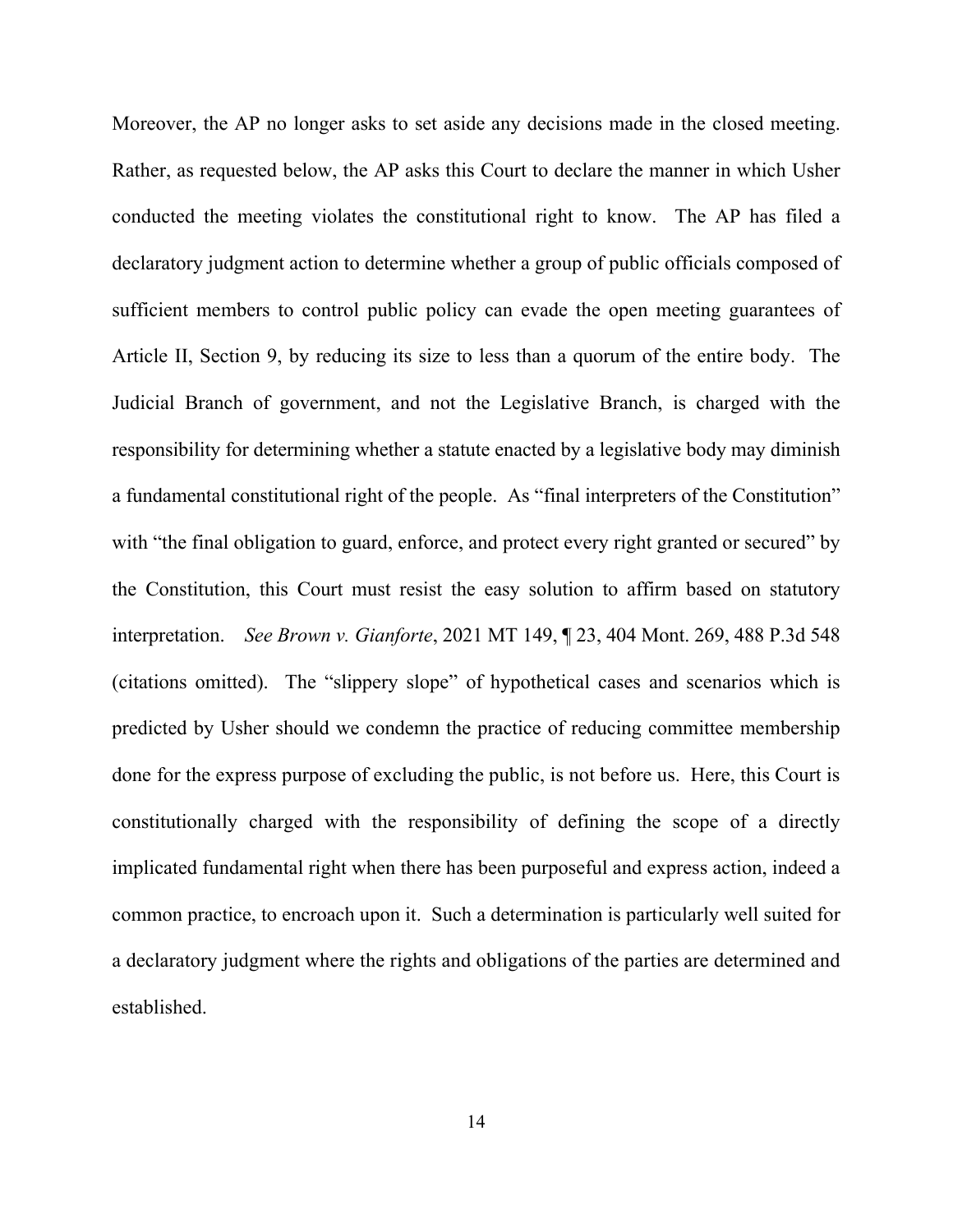Moreover, the AP no longer asks to set aside any decisions made in the closed meeting. Rather, as requested below, the AP asks this Court to declare the manner in which Usher conducted the meeting violates the constitutional right to know. The AP has filed a declaratory judgment action to determine whether a group of public officials composed of sufficient members to control public policy can evade the open meeting guarantees of Article II, Section 9, by reducing its size to less than a quorum of the entire body. The Judicial Branch of government, and not the Legislative Branch, is charged with the responsibility for determining whether a statute enacted by a legislative body may diminish a fundamental constitutional right of the people. As "final interpreters of the Constitution" with "the final obligation to guard, enforce, and protect every right granted or secured" by the Constitution, this Court must resist the easy solution to affirm based on statutory interpretation. *See Brown v. Gianforte*, 2021 MT 149, ¶ 23, 404 Mont. 269, 488 P.3d 548 (citations omitted). The "slippery slope" of hypothetical cases and scenarios which is predicted by Usher should we condemn the practice of reducing committee membership done for the express purpose of excluding the public, is not before us. Here, this Court is constitutionally charged with the responsibility of defining the scope of a directly implicated fundamental right when there has been purposeful and express action, indeed a common practice, to encroach upon it. Such a determination is particularly well suited for a declaratory judgment where the rights and obligations of the parties are determined and established.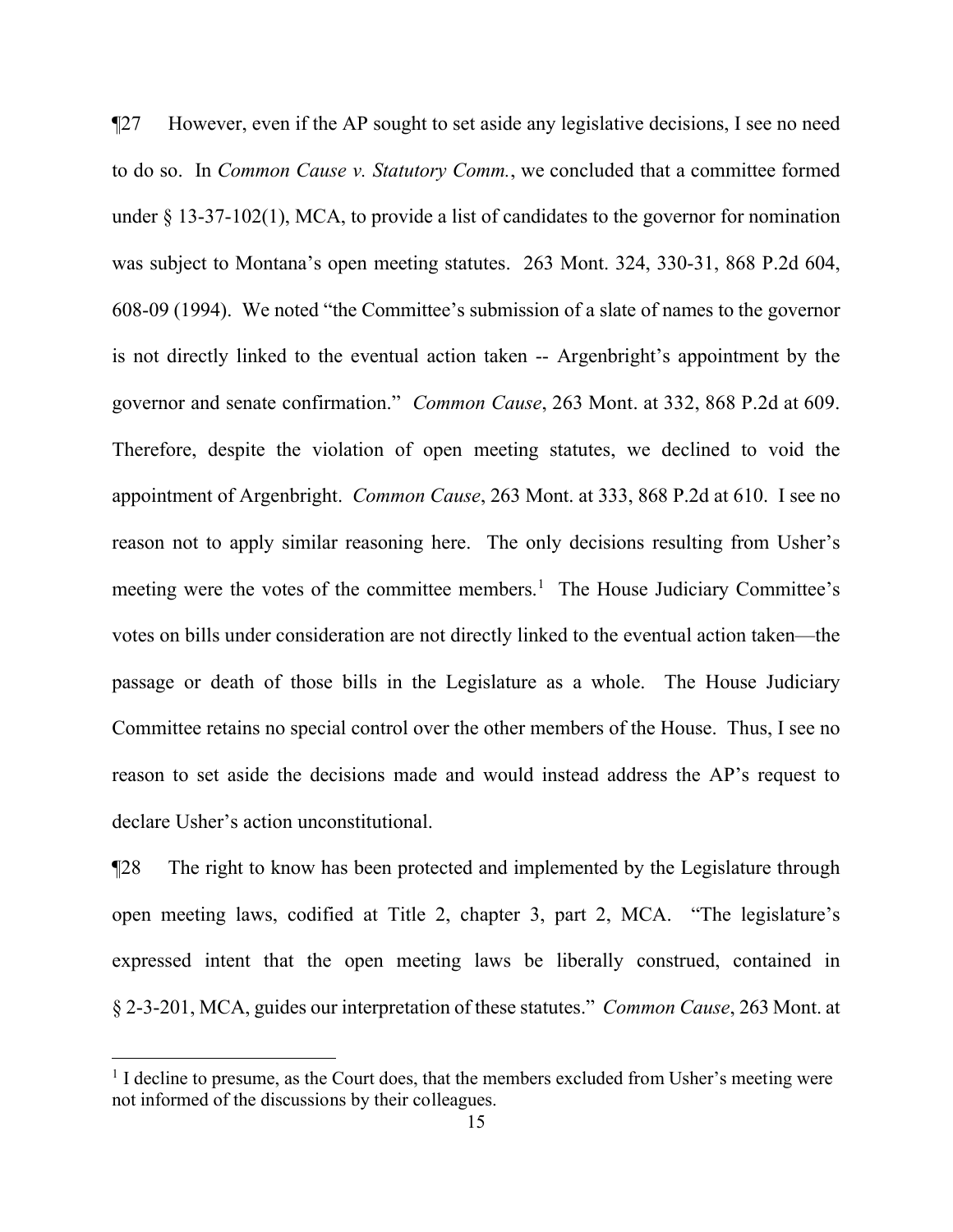¶27 However, even if the AP sought to set aside any legislative decisions, I see no need to do so. In *Common Cause v. Statutory Comm.*, we concluded that a committee formed under § 13-37-102(1), MCA, to provide a list of candidates to the governor for nomination was subject to Montana's open meeting statutes. 263 Mont. 324, 330-31, 868 P.2d 604, 608-09 (1994). We noted "the Committee's submission of a slate of names to the governor is not directly linked to the eventual action taken -- Argenbright's appointment by the governor and senate confirmation." *Common Cause*, 263 Mont. at 332, 868 P.2d at 609. Therefore, despite the violation of open meeting statutes, we declined to void the appointment of Argenbright. *Common Cause*, 263 Mont. at 333, 868 P.2d at 610. I see no reason not to apply similar reasoning here. The only decisions resulting from Usher's meeting were the votes of the committee members.[1] The House Judiciary Committee's votes on bills under consideration are not directly linked to the eventual action taken—the passage or death of those bills in the Legislature as a whole. The House Judiciary Committee retains no special control over the other members of the House. Thus, I see no reason to set aside the decisions made and would instead address the AP's request to declare Usher's action unconstitutional.

¶28 The right to know has been protected and implemented by the Legislature through open meeting laws, codified at Title 2, chapter 3, part 2, MCA. "The legislature's expressed intent that the open meeting laws be liberally construed, contained in § 2-3-201, MCA, guides our interpretation of these statutes." *Common Cause*, 263 Mont. at

[1] I decline to presume, as the Court does, that the members excluded from Usher's meeting were not informed of the discussions by their colleagues.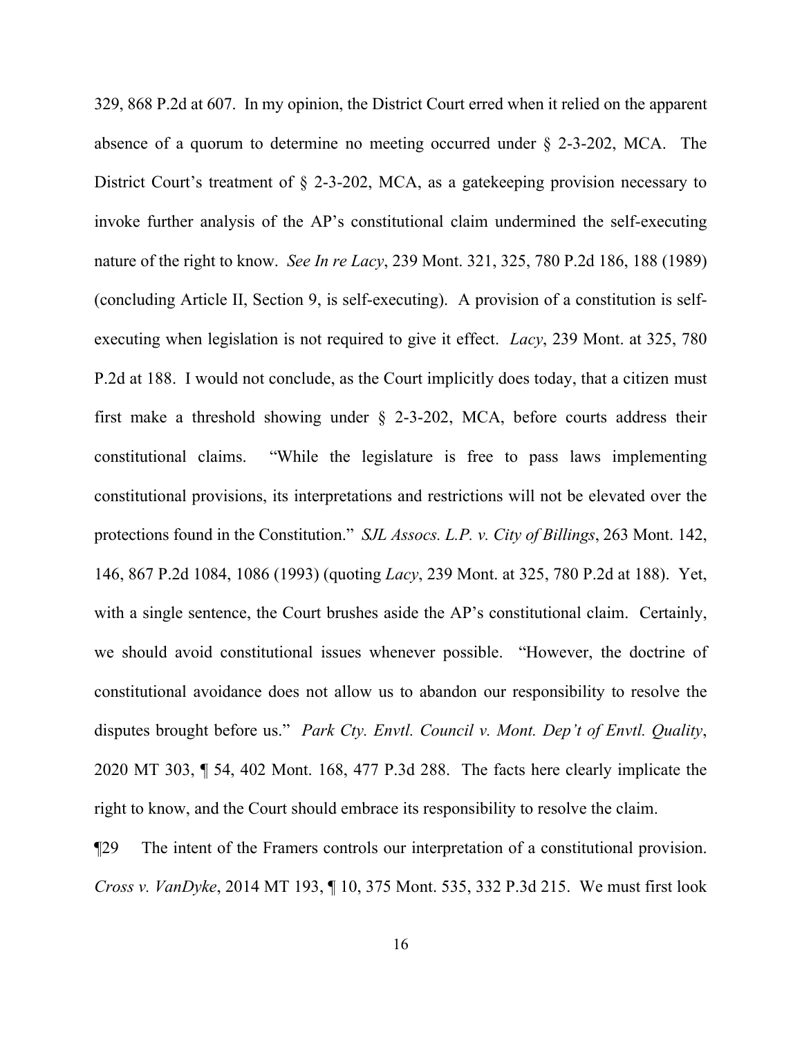329, 868 P.2d at 607. In my opinion, the District Court erred when it relied on the apparent absence of a quorum to determine no meeting occurred under § 2-3-202, MCA. The District Court's treatment of § 2-3-202, MCA, as a gatekeeping provision necessary to invoke further analysis of the AP's constitutional claim undermined the self-executing nature of the right to know. *See In re Lacy*, 239 Mont. 321, 325, 780 P.2d 186, 188 (1989) (concluding Article II, Section 9, is self-executing). A provision of a constitution is self-executing when legislation is not required to give it effect. *Lacy*, 239 Mont. at 325, 780 P.2d at 188. I would not conclude, as the Court implicitly does today, that a citizen must first make a threshold showing under § 2-3-202, MCA, before courts address their constitutional claims. "While the legislature is free to pass laws implementing constitutional provisions, its interpretations and restrictions will not be elevated over the protections found in the Constitution." *SJL Assocs. L.P. v. City of Billings*, 263 Mont. 142, 146, 867 P.2d 1084, 1086 (1993) (quoting *Lacy*, 239 Mont. at 325, 780 P.2d at 188). Yet, with a single sentence, the Court brushes aside the AP's constitutional claim. Certainly, we should avoid constitutional issues whenever possible. "However, the doctrine of constitutional avoidance does not allow us to abandon our responsibility to resolve the disputes brought before us." *Park Cty. Envtl. Council v. Mont. Dep't of Envtl. Quality*, 2020 MT 303, ¶ 54, 402 Mont. 168, 477 P.3d 288. The facts here clearly implicate the right to know, and the Court should embrace its responsibility to resolve the claim.

¶29 The intent of the Framers controls our interpretation of a constitutional provision. *Cross v. VanDyke*, 2014 MT 193, ¶ 10, 375 Mont. 535, 332 P.3d 215. We must first look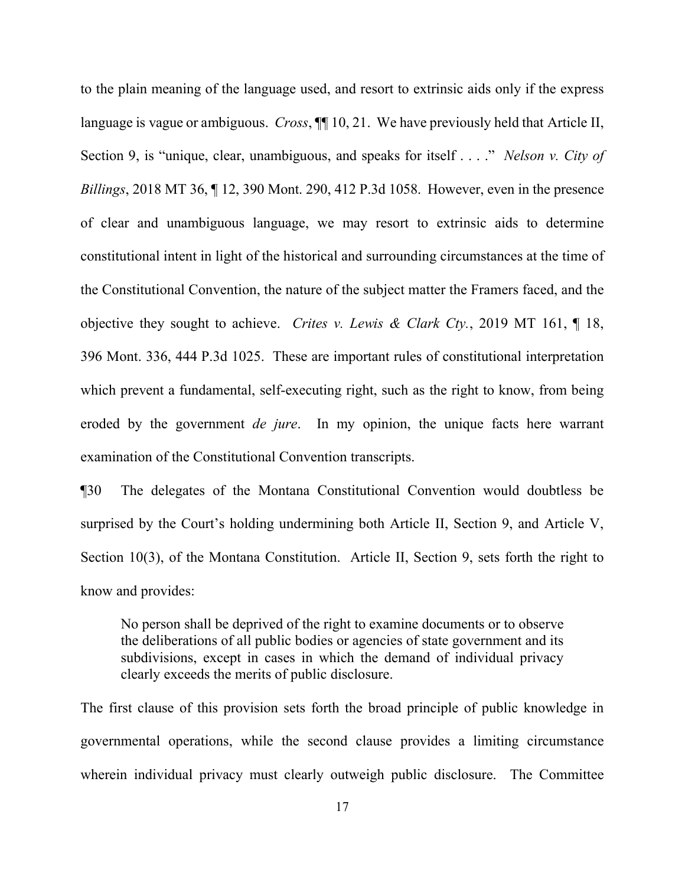to the plain meaning of the language used, and resort to extrinsic aids only if the express language is vague or ambiguous. *Cross*, ¶¶ 10, 21. We have previously held that Article II, Section 9, is "unique, clear, unambiguous, and speaks for itself . . . ." *Nelson v. City of Billings*, 2018 MT 36, ¶ 12, 390 Mont. 290, 412 P.3d 1058. However, even in the presence of clear and unambiguous language, we may resort to extrinsic aids to determine constitutional intent in light of the historical and surrounding circumstances at the time of the Constitutional Convention, the nature of the subject matter the Framers faced, and the objective they sought to achieve. *Crites v. Lewis & Clark Cty.*, 2019 MT 161, ¶ 18, 396 Mont. 336, 444 P.3d 1025. These are important rules of constitutional interpretation which prevent a fundamental, self-executing right, such as the right to know, from being eroded by the government *de jure*. In my opinion, the unique facts here warrant examination of the Constitutional Convention transcripts.

¶30 The delegates of the Montana Constitutional Convention would doubtless be surprised by the Court's holding undermining both Article II, Section 9, and Article V, Section 10(3), of the Montana Constitution. Article II, Section 9, sets forth the right to know and provides:

> No person shall be deprived of the right to examine documents or to observe the deliberations of all public bodies or agencies of state government and its subdivisions, except in cases in which the demand of individual privacy clearly exceeds the merits of public disclosure.

The first clause of this provision sets forth the broad principle of public knowledge in governmental operations, while the second clause provides a limiting circumstance wherein individual privacy must clearly outweigh public disclosure. The Committee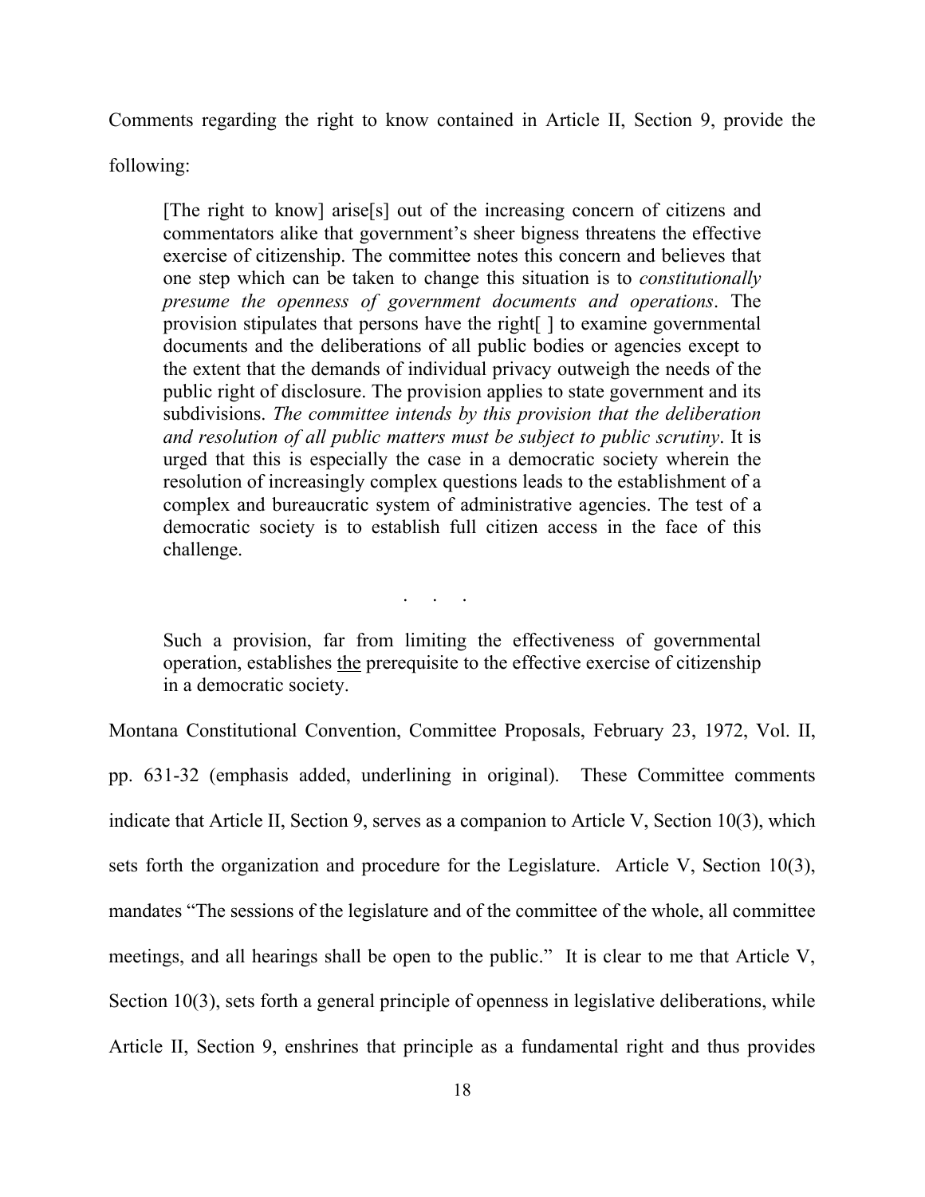Comments regarding the right to know contained in Article II, Section 9, provide the following:

> [The right to know] arise[s] out of the increasing concern of citizens and commentators alike that government's sheer bigness threatens the effective exercise of citizenship. The committee notes this concern and believes that one step which can be taken to change this situation is to *constitutionally presume the openness of government documents and operations*. The provision stipulates that persons have the right[ ] to examine governmental documents and the deliberations of all public bodies or agencies except to the extent that the demands of individual privacy outweigh the needs of the public right of disclosure. The provision applies to state government and its subdivisions. *The committee intends by this provision that the deliberation and resolution of all public matters must be subject to public scrutiny*. It is urged that this is especially the case in a democratic society wherein the resolution of increasingly complex questions leads to the establishment of a complex and bureaucratic system of administrative agencies. The test of a democratic society is to establish full citizen access in the face of this challenge.
>
> . . .
>
> Such a provision, far from limiting the effectiveness of governmental operation, establishes <u>the</u> prerequisite to the effective exercise of citizenship in a democratic society.

Montana Constitutional Convention, Committee Proposals, February 23, 1972, Vol. II, pp. 631-32 (emphasis added, underlining in original). These Committee comments indicate that Article II, Section 9, serves as a companion to Article V, Section 10(3), which sets forth the organization and procedure for the Legislature. Article V, Section 10(3), mandates "The sessions of the legislature and of the committee of the whole, all committee meetings, and all hearings shall be open to the public." It is clear to me that Article V, Section 10(3), sets forth a general principle of openness in legislative deliberations, while Article II, Section 9, enshrines that principle as a fundamental right and thus provides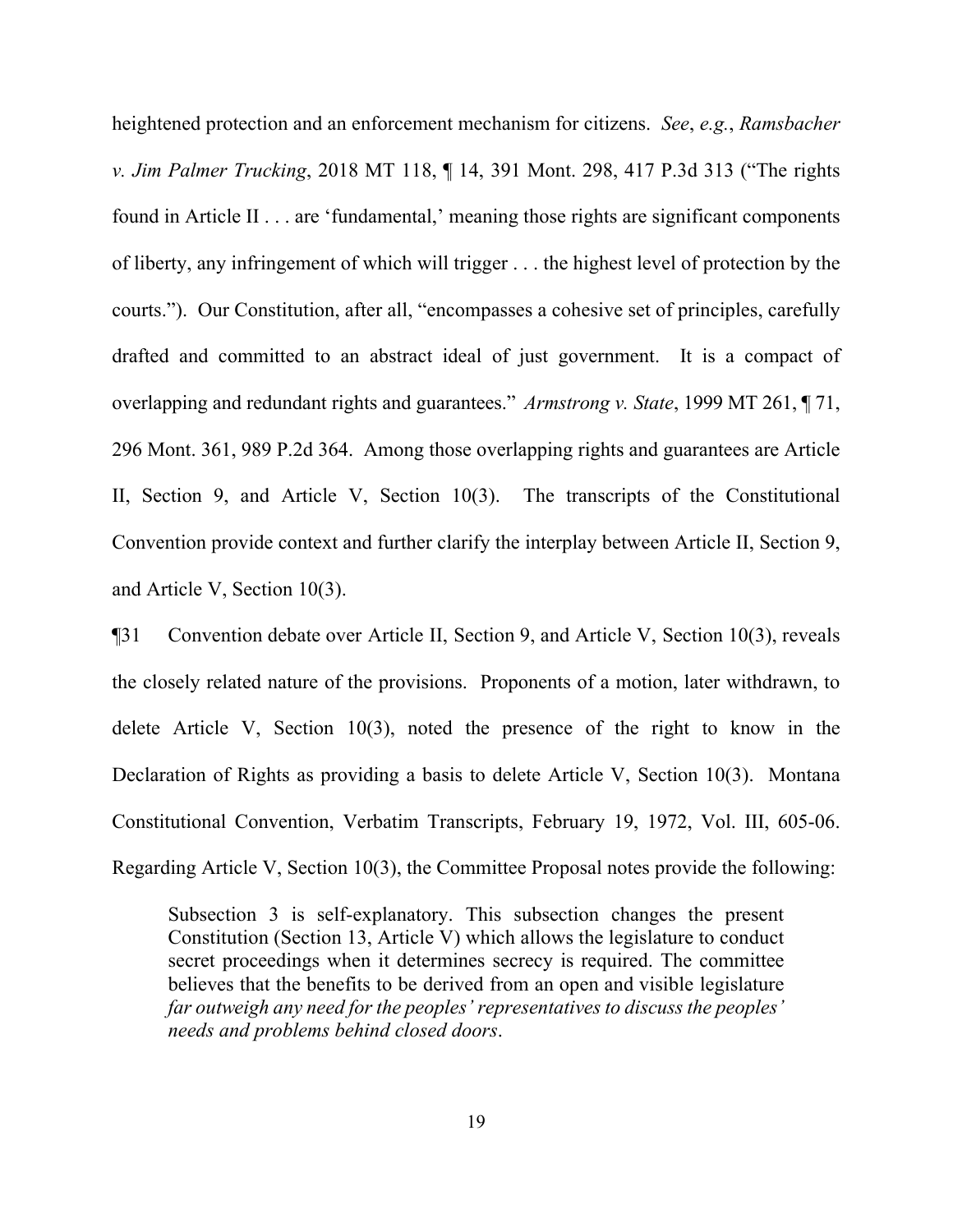heightened protection and an enforcement mechanism for citizens. *See*, *e.g.*, *Ramsbacher v. Jim Palmer Trucking*, 2018 MT 118, ¶ 14, 391 Mont. 298, 417 P.3d 313 ("The rights found in Article II . . . are 'fundamental,' meaning those rights are significant components of liberty, any infringement of which will trigger . . . the highest level of protection by the courts."). Our Constitution, after all, "encompasses a cohesive set of principles, carefully drafted and committed to an abstract ideal of just government. It is a compact of overlapping and redundant rights and guarantees." *Armstrong v. State*, 1999 MT 261, ¶ 71, 296 Mont. 361, 989 P.2d 364. Among those overlapping rights and guarantees are Article II, Section 9, and Article V, Section 10(3). The transcripts of the Constitutional Convention provide context and further clarify the interplay between Article II, Section 9, and Article V, Section 10(3).

¶31 Convention debate over Article II, Section 9, and Article V, Section 10(3), reveals the closely related nature of the provisions. Proponents of a motion, later withdrawn, to delete Article V, Section 10(3), noted the presence of the right to know in the Declaration of Rights as providing a basis to delete Article V, Section 10(3). Montana Constitutional Convention, Verbatim Transcripts, February 19, 1972, Vol. III, 605-06. Regarding Article V, Section 10(3), the Committee Proposal notes provide the following:

> Subsection 3 is self-explanatory. This subsection changes the present Constitution (Section 13, Article V) which allows the legislature to conduct secret proceedings when it determines secrecy is required. The committee believes that the benefits to be derived from an open and visible legislature *far outweigh any need for the peoples' representatives to discuss the peoples' needs and problems behind closed doors*.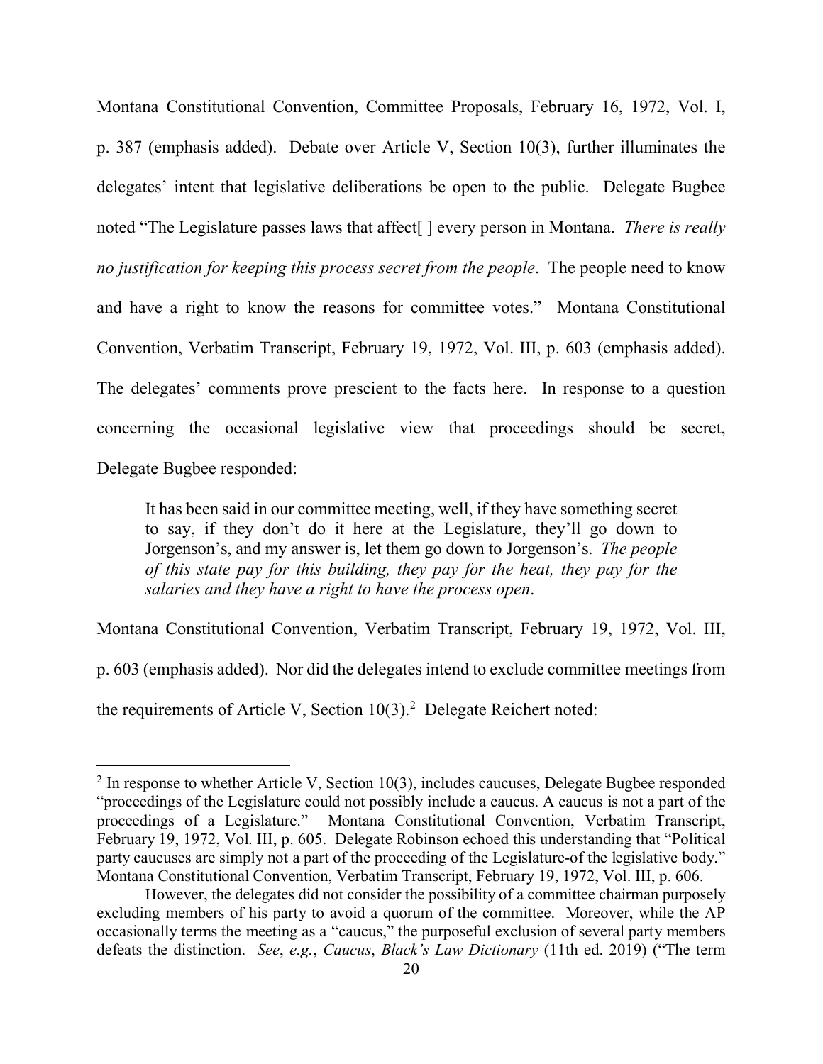Montana Constitutional Convention, Committee Proposals, February 16, 1972, Vol. I, p. 387 (emphasis added). Debate over Article V, Section 10(3), further illuminates the delegates' intent that legislative deliberations be open to the public. Delegate Bugbee noted "The Legislature passes laws that affect[ ] every person in Montana. *There is really no justification for keeping this process secret from the people*. The people need to know and have a right to know the reasons for committee votes." Montana Constitutional Convention, Verbatim Transcript, February 19, 1972, Vol. III, p. 603 (emphasis added). The delegates' comments prove prescient to the facts here. In response to a question concerning the occasional legislative view that proceedings should be secret, Delegate Bugbee responded:

> It has been said in our committee meeting, well, if they have something secret to say, if they don't do it here at the Legislature, they'll go down to Jorgenson's, and my answer is, let them go down to Jorgenson's. *The people of this state pay for this building, they pay for the heat, they pay for the salaries and they have a right to have the process open*.

Montana Constitutional Convention, Verbatim Transcript, February 19, 1972, Vol. III, p. 603 (emphasis added). Nor did the delegates intend to exclude committee meetings from the requirements of Article V, Section 10(3).[2] Delegate Reichert noted:

---

[2] In response to whether Article V, Section 10(3), includes caucuses, Delegate Bugbee responded "proceedings of the Legislature could not possibly include a caucus. A caucus is not a part of the proceedings of a Legislature." Montana Constitutional Convention, Verbatim Transcript, February 19, 1972, Vol. III, p. 605. Delegate Robinson echoed this understanding that "Political party caucuses are simply not a part of the proceeding of the Legislature-of the legislative body." Montana Constitutional Convention, Verbatim Transcript, February 19, 1972, Vol. III, p. 606.

However, the delegates did not consider the possibility of a committee chairman purposely excluding members of his party to avoid a quorum of the committee. Moreover, while the AP occasionally terms the meeting as a "caucus," the purposeful exclusion of several party members defeats the distinction. *See*, *e.g.*, *Caucus*, *Black's Law Dictionary* (11th ed. 2019) ("The term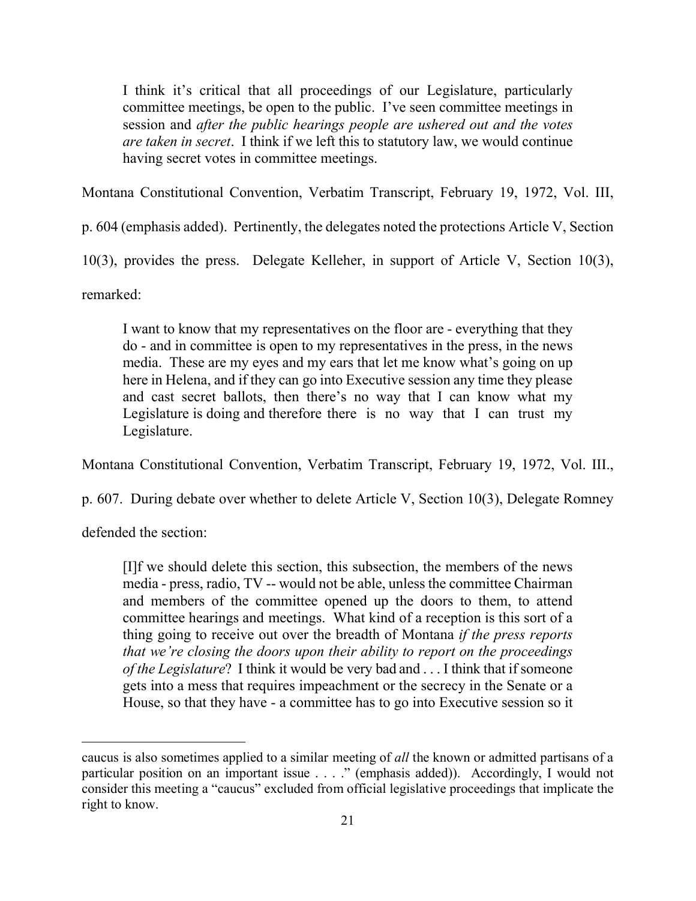> I think it's critical that all proceedings of our Legislature, particularly committee meetings, be open to the public. I've seen committee meetings in session and *after the public hearings people are ushered out and the votes are taken in secret*. I think if we left this to statutory law, we would continue having secret votes in committee meetings.

Montana Constitutional Convention, Verbatim Transcript, February 19, 1972, Vol. III, p. 604 (emphasis added). Pertinently, the delegates noted the protections Article V, Section 10(3), provides the press. Delegate Kelleher, in support of Article V, Section 10(3), remarked:

> I want to know that my representatives on the floor are - everything that they do - and in committee is open to my representatives in the press, in the news media. These are my eyes and my ears that let me know what's going on up here in Helena, and if they can go into Executive session any time they please and cast secret ballots, then there's no way that I can know what my Legislature is doing and therefore there is no way that I can trust my Legislature.

Montana Constitutional Convention, Verbatim Transcript, February 19, 1972, Vol. III., p. 607. During debate over whether to delete Article V, Section 10(3), Delegate Romney defended the section:

> [I]f we should delete this section, this subsection, the members of the news media - press, radio, TV -- would not be able, unless the committee Chairman and members of the committee opened up the doors to them, to attend committee hearings and meetings. What kind of a reception is this sort of a thing going to receive out over the breadth of Montana *if the press reports that we're closing the doors upon their ability to report on the proceedings of the Legislature*? I think it would be very bad and . . . I think that if someone gets into a mess that requires impeachment or the secrecy in the Senate or a House, so that they have - a committee has to go into Executive session so it

---

caucus is also sometimes applied to a similar meeting of *all* the known or admitted partisans of a particular position on an important issue . . . ." (emphasis added)). Accordingly, I would not consider this meeting a "caucus" excluded from official legislative proceedings that implicate the right to know.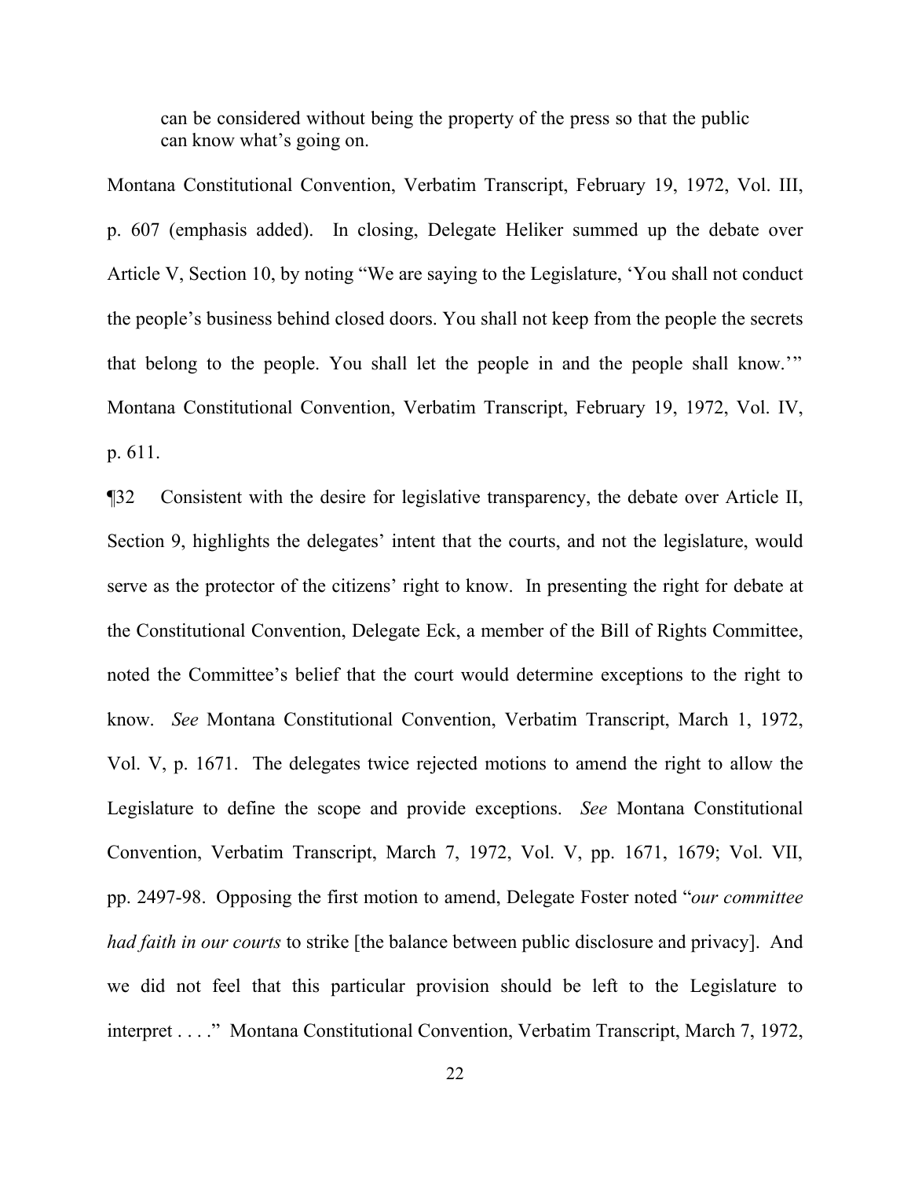> can be considered without being the property of the press so that the public can know what's going on.

Montana Constitutional Convention, Verbatim Transcript, February 19, 1972, Vol. III, p. 607 (emphasis added). In closing, Delegate Heliker summed up the debate over Article V, Section 10, by noting "We are saying to the Legislature, 'You shall not conduct the people's business behind closed doors. You shall not keep from the people the secrets that belong to the people. You shall let the people in and the people shall know.'" Montana Constitutional Convention, Verbatim Transcript, February 19, 1972, Vol. IV, p. 611.

¶32 Consistent with the desire for legislative transparency, the debate over Article II, Section 9, highlights the delegates' intent that the courts, and not the legislature, would serve as the protector of the citizens' right to know. In presenting the right for debate at the Constitutional Convention, Delegate Eck, a member of the Bill of Rights Committee, noted the Committee's belief that the court would determine exceptions to the right to know. *See* Montana Constitutional Convention, Verbatim Transcript, March 1, 1972, Vol. V, p. 1671. The delegates twice rejected motions to amend the right to allow the Legislature to define the scope and provide exceptions. *See* Montana Constitutional Convention, Verbatim Transcript, March 7, 1972, Vol. V, pp. 1671, 1679; Vol. VII, pp. 2497-98. Opposing the first motion to amend, Delegate Foster noted "*our committee had faith in our courts* to strike [the balance between public disclosure and privacy]. And we did not feel that this particular provision should be left to the Legislature to interpret . . . ." Montana Constitutional Convention, Verbatim Transcript, March 7, 1972,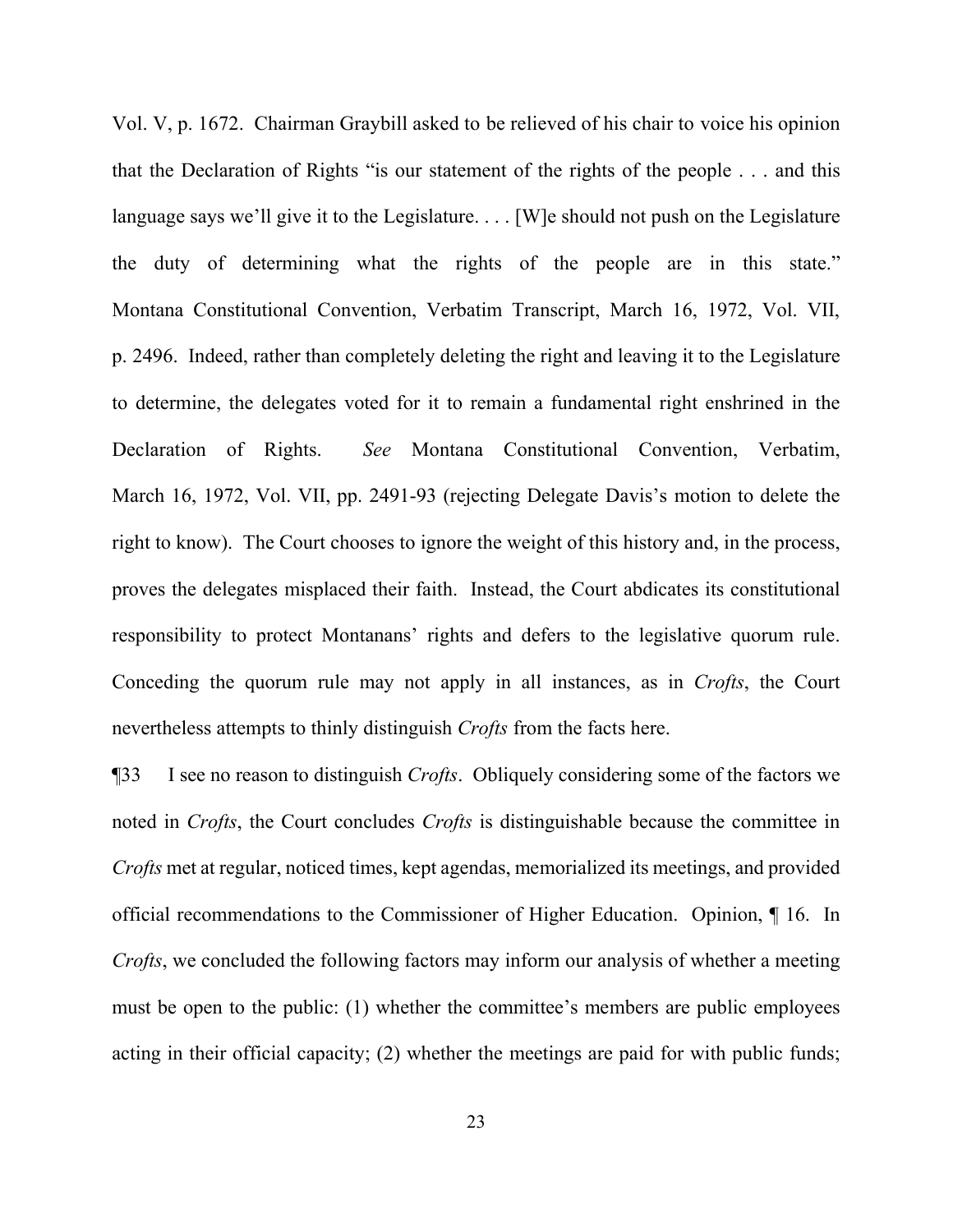Vol. V, p. 1672. Chairman Graybill asked to be relieved of his chair to voice his opinion that the Declaration of Rights "is our statement of the rights of the people . . . and this language says we'll give it to the Legislature. . . . [W]e should not push on the Legislature the duty of determining what the rights of the people are in this state." Montana Constitutional Convention, Verbatim Transcript, March 16, 1972, Vol. VII, p. 2496. Indeed, rather than completely deleting the right and leaving it to the Legislature to determine, the delegates voted for it to remain a fundamental right enshrined in the Declaration of Rights. *See* Montana Constitutional Convention, Verbatim, March 16, 1972, Vol. VII, pp. 2491-93 (rejecting Delegate Davis's motion to delete the right to know). The Court chooses to ignore the weight of this history and, in the process, proves the delegates misplaced their faith. Instead, the Court abdicates its constitutional responsibility to protect Montanans' rights and defers to the legislative quorum rule. Conceding the quorum rule may not apply in all instances, as in *Crofts*, the Court nevertheless attempts to thinly distinguish *Crofts* from the facts here.

¶33 I see no reason to distinguish *Crofts*. Obliquely considering some of the factors we noted in *Crofts*, the Court concludes *Crofts* is distinguishable because the committee in *Crofts* met at regular, noticed times, kept agendas, memorialized its meetings, and provided official recommendations to the Commissioner of Higher Education. Opinion, ¶ 16. In *Crofts*, we concluded the following factors may inform our analysis of whether a meeting must be open to the public: (1) whether the committee's members are public employees acting in their official capacity; (2) whether the meetings are paid for with public funds;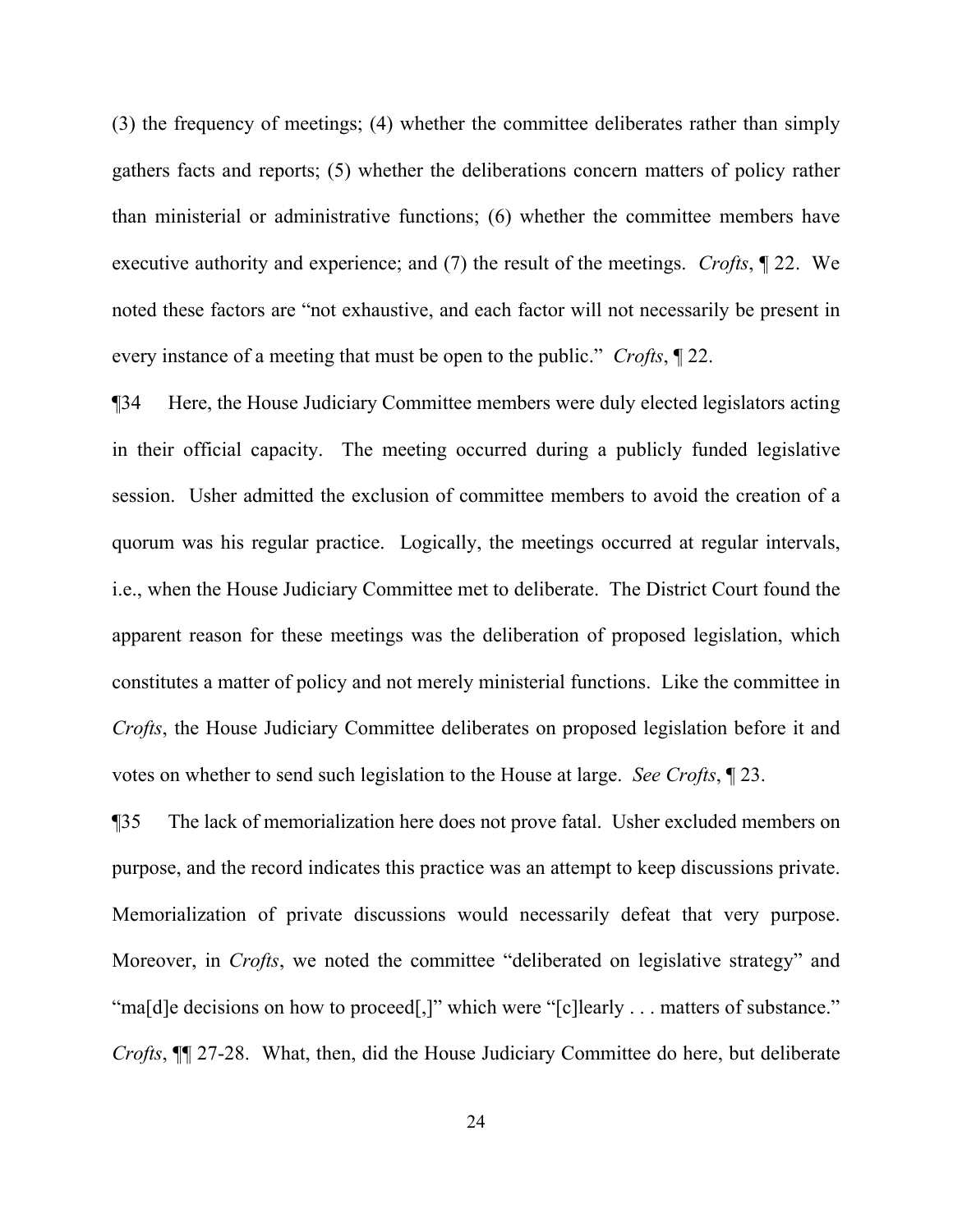(3) the frequency of meetings; (4) whether the committee deliberates rather than simply gathers facts and reports; (5) whether the deliberations concern matters of policy rather than ministerial or administrative functions; (6) whether the committee members have executive authority and experience; and (7) the result of the meetings. *Crofts*, ¶ 22. We noted these factors are "not exhaustive, and each factor will not necessarily be present in every instance of a meeting that must be open to the public." *Crofts*, ¶ 22.

¶34 Here, the House Judiciary Committee members were duly elected legislators acting in their official capacity. The meeting occurred during a publicly funded legislative session. Usher admitted the exclusion of committee members to avoid the creation of a quorum was his regular practice. Logically, the meetings occurred at regular intervals, i.e., when the House Judiciary Committee met to deliberate. The District Court found the apparent reason for these meetings was the deliberation of proposed legislation, which constitutes a matter of policy and not merely ministerial functions. Like the committee in *Crofts*, the House Judiciary Committee deliberates on proposed legislation before it and votes on whether to send such legislation to the House at large. *See Crofts*, ¶ 23.

¶35 The lack of memorialization here does not prove fatal. Usher excluded members on purpose, and the record indicates this practice was an attempt to keep discussions private. Memorialization of private discussions would necessarily defeat that very purpose. Moreover, in *Crofts*, we noted the committee "deliberated on legislative strategy" and "ma[d]e decisions on how to proceed[,]" which were "[c]learly . . . matters of substance." *Crofts*, ¶¶ 27-28. What, then, did the House Judiciary Committee do here, but deliberate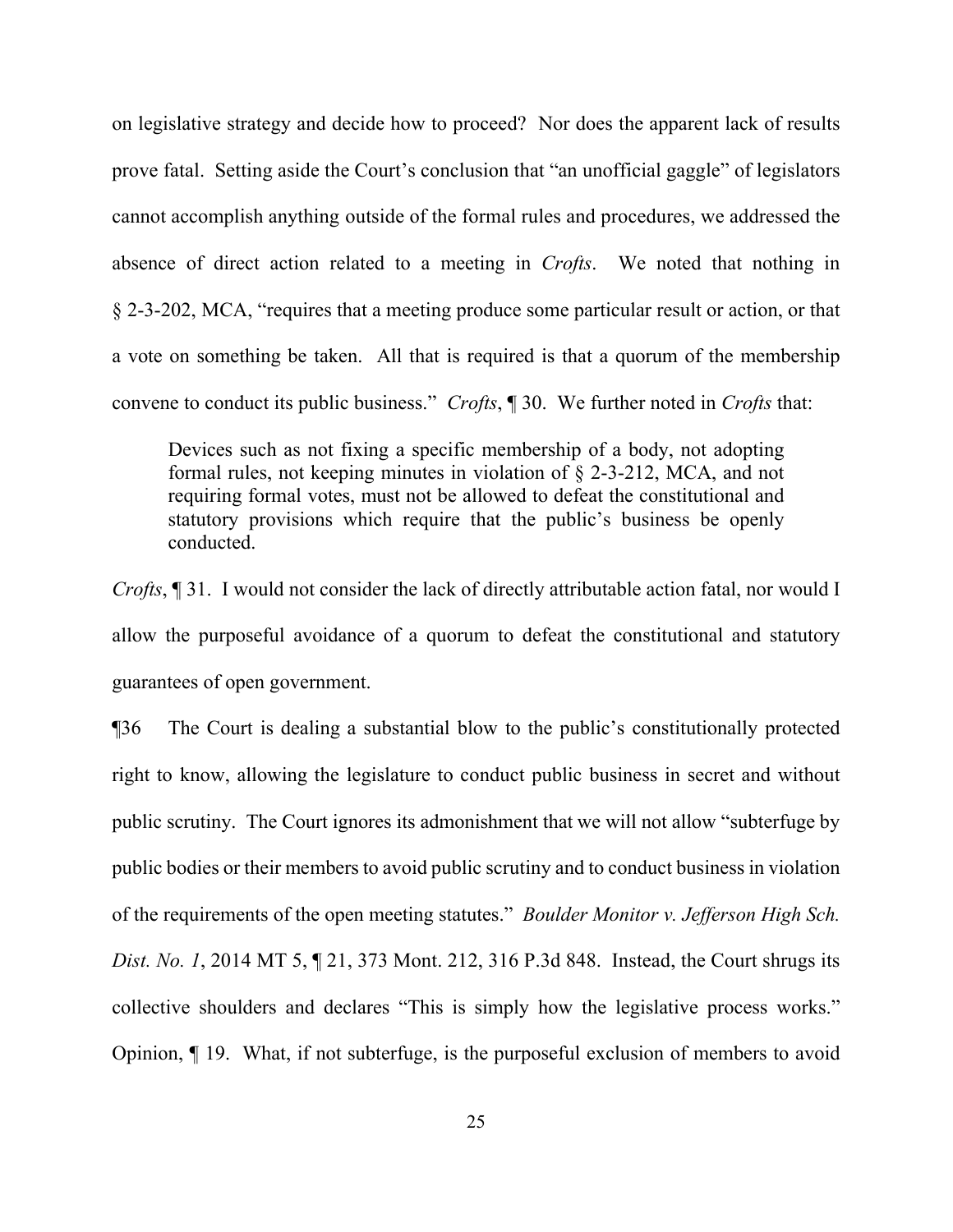on legislative strategy and decide how to proceed? Nor does the apparent lack of results prove fatal. Setting aside the Court's conclusion that "an unofficial gaggle" of legislators cannot accomplish anything outside of the formal rules and procedures, we addressed the absence of direct action related to a meeting in *Crofts*. We noted that nothing in § 2-3-202, MCA, "requires that a meeting produce some particular result or action, or that a vote on something be taken. All that is required is that a quorum of the membership convene to conduct its public business." *Crofts*, ¶ 30. We further noted in *Crofts* that:

> Devices such as not fixing a specific membership of a body, not adopting formal rules, not keeping minutes in violation of § 2-3-212, MCA, and not requiring formal votes, must not be allowed to defeat the constitutional and statutory provisions which require that the public's business be openly conducted.

*Crofts*, ¶ 31. I would not consider the lack of directly attributable action fatal, nor would I allow the purposeful avoidance of a quorum to defeat the constitutional and statutory guarantees of open government.

¶36 The Court is dealing a substantial blow to the public's constitutionally protected right to know, allowing the legislature to conduct public business in secret and without public scrutiny. The Court ignores its admonishment that we will not allow "subterfuge by public bodies or their members to avoid public scrutiny and to conduct business in violation of the requirements of the open meeting statutes." *Boulder Monitor v. Jefferson High Sch. Dist. No. 1*, 2014 MT 5, ¶ 21, 373 Mont. 212, 316 P.3d 848. Instead, the Court shrugs its collective shoulders and declares "This is simply how the legislative process works." Opinion, ¶ 19. What, if not subterfuge, is the purposeful exclusion of members to avoid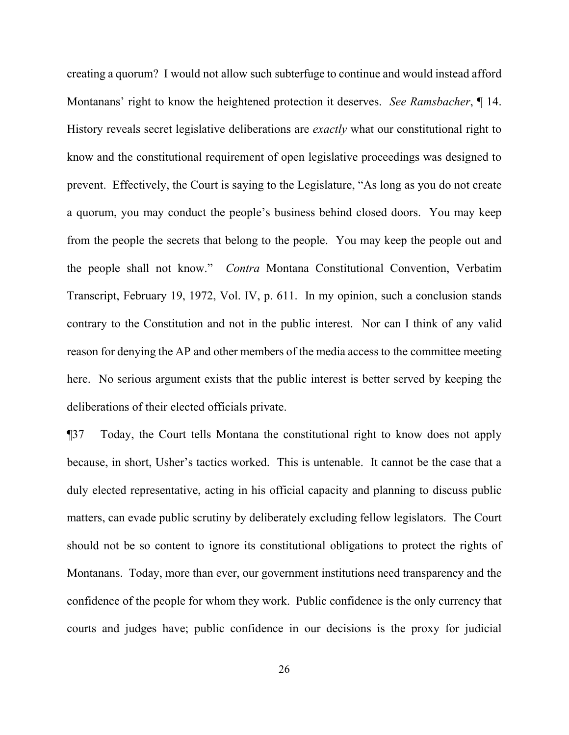creating a quorum? I would not allow such subterfuge to continue and would instead afford Montanans' right to know the heightened protection it deserves. *See Ramsbacher*, ¶ 14. History reveals secret legislative deliberations are *exactly* what our constitutional right to know and the constitutional requirement of open legislative proceedings was designed to prevent. Effectively, the Court is saying to the Legislature, "As long as you do not create a quorum, you may conduct the people's business behind closed doors. You may keep from the people the secrets that belong to the people. You may keep the people out and the people shall not know." *Contra* Montana Constitutional Convention, Verbatim Transcript, February 19, 1972, Vol. IV, p. 611. In my opinion, such a conclusion stands contrary to the Constitution and not in the public interest. Nor can I think of any valid reason for denying the AP and other members of the media access to the committee meeting here. No serious argument exists that the public interest is better served by keeping the deliberations of their elected officials private.

¶37 Today, the Court tells Montana the constitutional right to know does not apply because, in short, Usher's tactics worked. This is untenable. It cannot be the case that a duly elected representative, acting in his official capacity and planning to discuss public matters, can evade public scrutiny by deliberately excluding fellow legislators. The Court should not be so content to ignore its constitutional obligations to protect the rights of Montanans. Today, more than ever, our government institutions need transparency and the confidence of the people for whom they work. Public confidence is the only currency that courts and judges have; public confidence in our decisions is the proxy for judicial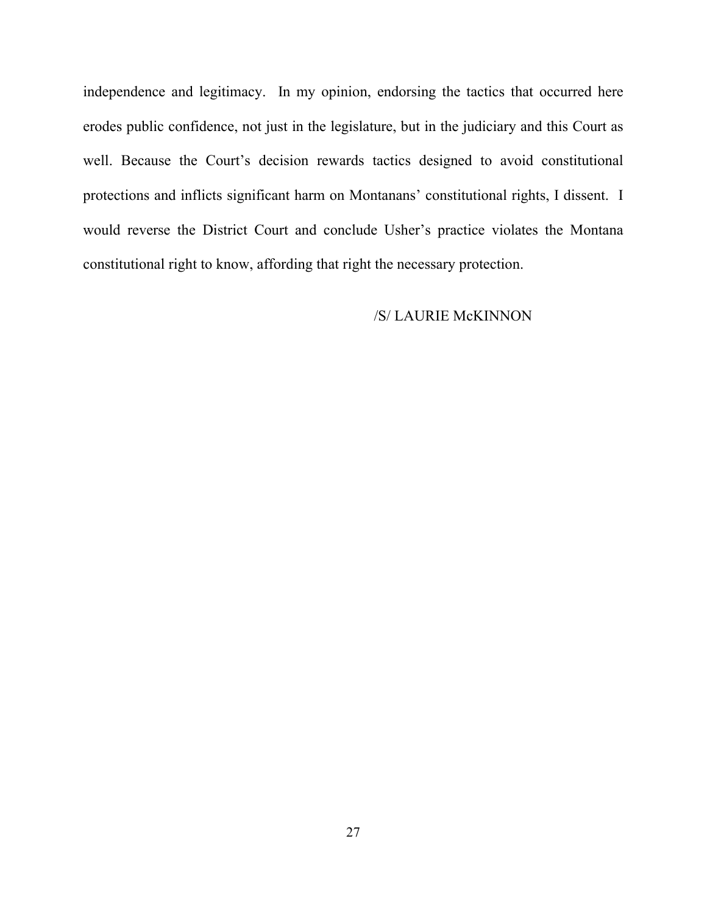independence and legitimacy. In my opinion, endorsing the tactics that occurred here erodes public confidence, not just in the legislature, but in the judiciary and this Court as well. Because the Court's decision rewards tactics designed to avoid constitutional protections and inflicts significant harm on Montanans' constitutional rights, I dissent. I would reverse the District Court and conclude Usher's practice violates the Montana constitutional right to know, affording that right the necessary protection.

/S/ LAURIE McKINNON